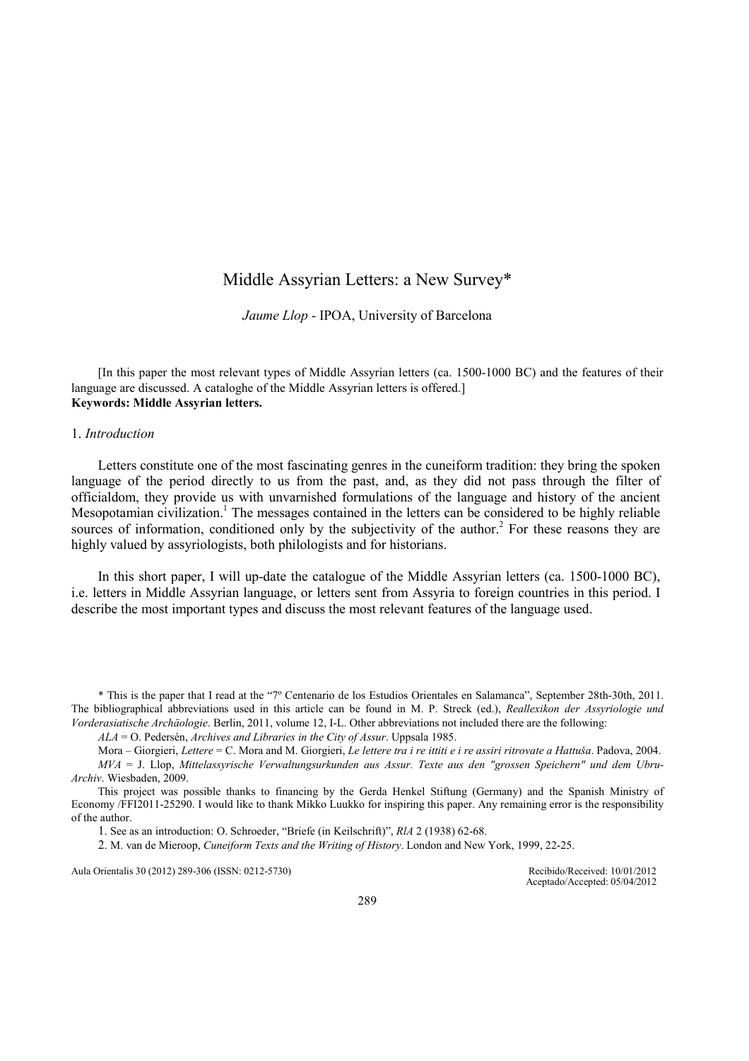# Middle Assyrian Letters: a New Survey*

*Jaume Llop* - IPOA, University of Barcelona

[In this paper the most relevant types of Middle Assyrian letters (ca. 1500-1000 BC) and the features of their language are discussed. A cataloghe of the Middle Assyrian letters is offered.]
**Keywords: Middle Assyrian letters.**

## 1. *Introduction*

Letters constitute one of the most fascinating genres in the cuneiform tradition: they bring the spoken language of the period directly to us from the past, and, as they did not pass through the filter of officialdom, they provide us with unvarnished formulations of the language and history of the ancient Mesopotamian civilization.[1] The messages contained in the letters can be considered to be highly reliable sources of information, conditioned only by the subjectivity of the author.[2] For these reasons they are highly valued by assyriologists, both philologists and for historians.

In this short paper, I will up-date the catalogue of the Middle Assyrian letters (ca. 1500-1000 BC), i.e. letters in Middle Assyrian language, or letters sent from Assyria to foreign countries in this period. I describe the most important types and discuss the most relevant features of the language used.

---

\* This is the paper that I read at the "7º Centenario de los Estudios Orientales en Salamanca", September 28th-30th, 2011. The bibliographical abbreviations used in this article can be found in M. P. Streck (ed.), *Reallexikon der Assyriologie und Vorderasiatische Archäologie*. Berlin, 2011, volume 12, I-L. Other abbreviations not included there are the following:

*ALA* = O. Pedersén, *Archives and Libraries in the City of Assur*. Uppsala 1985.

Mora – Giorgieri, *Lettere* = C. Mora and M. Giorgieri, *Le lettere tra i re ittiti e i re assiri ritrovate a Hattuša*. Padova, 2004.

*MVA* = J. Llop, *Mittelassyrische Verwaltungsurkunden aus Assur. Texte aus den "grossen Speichern" und dem Ubru-Archiv*. Wiesbaden, 2009.

This project was possible thanks to financing by the Gerda Henkel Stiftung (Germany) and the Spanish Ministry of Economy /FFI2011-25290. I would like to thank Mikko Luukko for inspiring this paper. Any remaining error is the responsibility of the author.

1. See as an introduction: O. Schroeder, "Briefe (in Keilschrift)", *RlA* 2 (1938) 62-68.

2. M. van de Mieroop, *Cuneiform Texts and the Writing of History*. London and New York, 1999, 22-25.

Recibido/Received: 10/01/2012
Aceptado/Accepted: 05/04/2012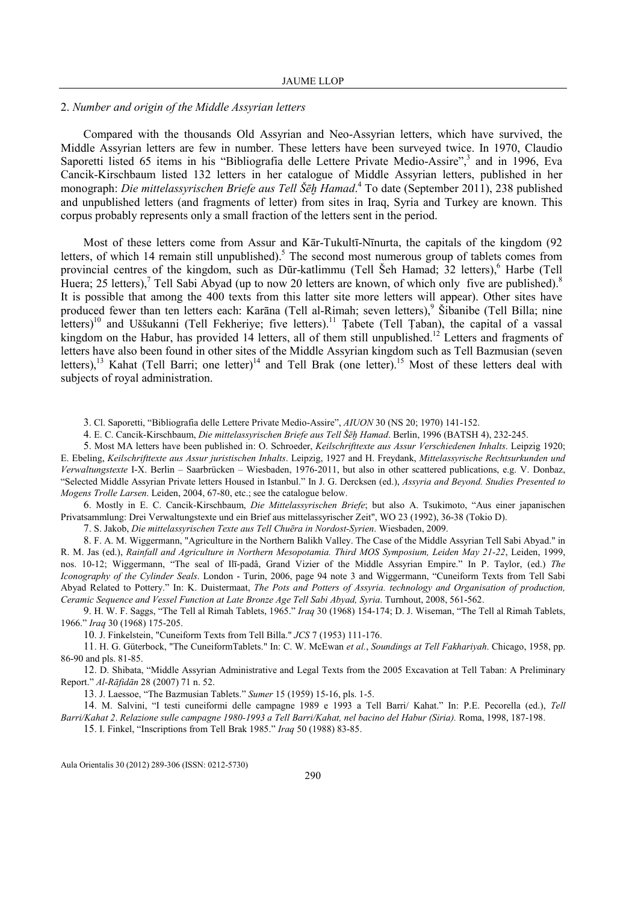## 2. *Number and origin of the Middle Assyrian letters*

Compared with the thousands Old Assyrian and Neo-Assyrian letters, which have survived, the Middle Assyrian letters are few in number. These letters have been surveyed twice. In 1970, Claudio Saporetti listed 65 items in his "Bibliografia delle Lettere Private Medio-Assire",[3] and in 1996, Eva Cancik-Kirschbaum listed 132 letters in her catalogue of Middle Assyrian letters, published in her monograph: *Die mittelassyrischen Briefe aus Tell Šēḫ Hamad*.[4] To date (September 2011), 238 published and unpublished letters (and fragments of letter) from sites in Iraq, Syria and Turkey are known. This corpus probably represents only a small fraction of the letters sent in the period.

Most of these letters come from Assur and Kār-Tukultī-Nīnurta, the capitals of the kingdom (92 letters, of which 14 remain still unpublished).[5] The second most numerous group of tablets comes from provincial centres of the kingdom, such as Dūr-katlimmu (Tell Šeh Hamad; 32 letters),[6] Harbe (Tell Huera; 25 letters),[7] Tell Sabi Abyad (up to now 20 letters are known, of which only five are published).[8] It is possible that among the 400 texts from this latter site more letters will appear). Other sites have produced fewer than ten letters each: Karāna (Tell al-Rimah; seven letters),[9] Šibanibe (Tell Billa; nine letters)[10] and Uššukanni (Tell Fekheriye; five letters).[11] Ṭabete (Tell Ṭaban), the capital of a vassal kingdom on the Habur, has provided 14 letters, all of them still unpublished.[12] Letters and fragments of letters have also been found in other sites of the Middle Assyrian kingdom such as Tell Bazmusian (seven letters),[13] Kahat (Tell Barri; one letter)[14] and Tell Brak (one letter).[15] Most of these letters deal with subjects of royal administration.

3. Cl. Saporetti, "Bibliografia delle Lettere Private Medio-Assire", *AIUON* 30 (NS 20; 1970) 141-152.

4. E. C. Cancik-Kirschbaum, *Die mittelassyrischen Briefe aus Tell Šēḫ Hamad*. Berlin, 1996 (BATSH 4), 232-245.

5. Most MA letters have been published in: O. Schroeder, *Keilschrifttexte aus Assur Verschiedenen Inhalts*. Leipzig 1920; E. Ebeling, *Keilschrifttexte aus Assur juristischen Inhalts*. Leipzig, 1927 and H. Freydank, *Mittelassyrische Rechtsurkunden und Verwaltungstexte* I-X. Berlin – Saarbrücken – Wiesbaden, 1976-2011, but also in other scattered publications, e.g. V. Donbaz, "Selected Middle Assyrian Private letters Housed in Istanbul." In J. G. Dercksen (ed.), *Assyria and Beyond. Studies Presented to Mogens Trolle Larsen*. Leiden, 2004, 67-80, etc.; see the catalogue below.

6. Mostly in E. C. Cancik-Kirschbaum, *Die Mittelassyrischen Briefe*; but also A. Tsukimoto, "Aus einer japanischen Privatsammlung: Drei Verwaltungstexte und ein Brief aus mittelassyrischer Zeit", WO 23 (1992), 36-38 (Tokio D).

7. S. Jakob, *Die mittelassyrischen Texte aus Tell Chuēra in Nordost-Syrien*. Wiesbaden, 2009.

8. F. A. M. Wiggermann, "Agriculture in the Northern Balikh Valley. The Case of the Middle Assyrian Tell Sabi Abyad." in R. M. Jas (ed.), *Rainfall and Agriculture in Northern Mesopotamia. Third MOS Symposium, Leiden May 21-22*, Leiden, 1999, nos. 10-12; Wiggermann, "The seal of Ilī-padâ, Grand Vizier of the Middle Assyrian Empire." In P. Taylor, (ed.) *The Iconography of the Cylinder Seals*. London - Turin, 2006, page 94 note 3 and Wiggermann, "Cuneiform Texts from Tell Sabi Abyad Related to Pottery." In: K. Duistermaat, *The Pots and Potters of Assyria. technology and Organisation of production, Ceramic Sequence and Vessel Function at Late Bronze Age Tell Sabi Abyad, Syria*. Turnhout, 2008, 561-562.

9. H. W. F. Saggs, "The Tell al Rimah Tablets, 1965." *Iraq* 30 (1968) 154-174; D. J. Wiseman, "The Tell al Rimah Tablets, 1966." *Iraq* 30 (1968) 175-205.

10. J. Finkelstein, "Cuneiform Texts from Tell Billa." *JCS* 7 (1953) 111-176.

11. H. G. Güterbock, "The CuneiformTablets." In: C. W. McEwan *et al.*, *Soundings at Tell Fakhariyah*. Chicago, 1958, pp. 86-90 and pls. 81-85.

12. D. Shibata, "Middle Assyrian Administrative and Legal Texts from the 2005 Excavation at Tell Taban: A Preliminary Report." *Al-Rāfidān* 28 (2007) 71 n. 52.

13. J. Laessoe, "The Bazmusian Tablets." *Sumer* 15 (1959) 15-16, pls. 1-5.

14. M. Salvini, "I testi cuneiformi delle campagne 1989 e 1993 a Tell Barri/ Kahat." In: P.E. Pecorella (ed.), *Tell Barri/Kahat 2. Relazione sulle campagne 1980-1993 a Tell Barri/Kahat, nel bacino del Habur (Siria)*. Roma, 1998, 187-198.

15. I. Finkel, "Inscriptions from Tell Brak 1985." *Iraq* 50 (1988) 83-85.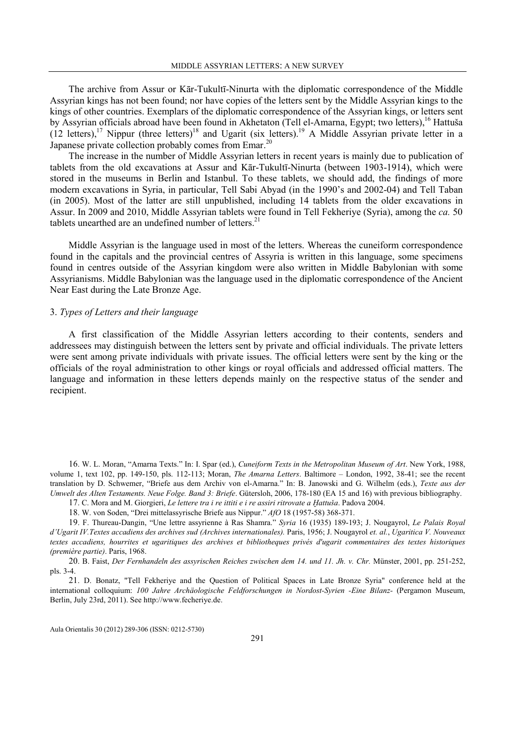The archive from Assur or Kār-Tukultī-Ninurta with the diplomatic correspondence of the Middle Assyrian kings has not been found; nor have copies of the letters sent by the Middle Assyrian kings to the kings of other countries. Exemplars of the diplomatic correspondence of the Assyrian kings, or letters sent by Assyrian officials abroad have been found in Akhetaton (Tell el-Amarna, Egypt; two letters),[16] Hattuša (12 letters),[17] Nippur (three letters)[18] and Ugarit (six letters).[19] A Middle Assyrian private letter in a Japanese private collection probably comes from Emar.[20]

The increase in the number of Middle Assyrian letters in recent years is mainly due to publication of tablets from the old excavations at Assur and Kār-Tukultī-Ninurta (between 1903-1914), which were stored in the museums in Berlin and Istanbul. To these tablets, we should add, the findings of more modern excavations in Syria, in particular, Tell Sabi Abyad (in the 1990's and 2002-04) and Tell Taban (in 2005). Most of the latter are still unpublished, including 14 tablets from the older excavations in Assur. In 2009 and 2010, Middle Assyrian tablets were found in Tell Fekheriye (Syria), among the *ca.* 50 tablets unearthed are an undefined number of letters.[21]

Middle Assyrian is the language used in most of the letters. Whereas the cuneiform correspondence found in the capitals and the provincial centres of Assyria is written in this language, some specimens found in centres outside of the Assyrian kingdom were also written in Middle Babylonian with some Assyrianisms. Middle Babylonian was the language used in the diplomatic correspondence of the Ancient Near East during the Late Bronze Age.

## 3. *Types of Letters and their language*

A first classification of the Middle Assyrian letters according to their contents, senders and addressees may distinguish between the letters sent by private and official individuals. The private letters were sent among private individuals with private issues. The official letters were sent by the king or the officials of the royal administration to other kings or royal officials and addressed official matters. The language and information in these letters depends mainly on the respective status of the sender and recipient.

16. W. L. Moran, "Amarna Texts." In: I. Spar (ed.), *Cuneiform Texts in the Metropolitan Museum of Art*. New York, 1988, volume 1, text 102, pp. 149-150, pls. 112-113; Moran, *The Amarna Letters*. Baltimore – London, 1992, 38-41; see the recent translation by D. Schwemer, "Briefe aus dem Archiv von el-Amarna." In: B. Janowski and G. Wilhelm (eds.), *Texte aus der Umwelt des Alten Testaments. Neue Folge. Band 3: Briefe*. Gütersloh, 2006, 178-180 (EA 15 and 16) with previous bibliography.

17. C. Mora and M. Giorgieri, *Le lettere tra i re ittiti e i re assiri ritrovate a Ḫattuša*. Padova 2004.

18. W. von Soden, "Drei mittelassyrische Briefe aus Nippur." *AfO* 18 (1957-58) 368-371.

19. F. Thureau-Dangin, "Une lettre assyrienne à Ras Shamra." *Syria* 16 (1935) 189-193; J. Nougayrol, *Le Palais Royal d'Ugarit IV.Textes accadiens des archives sud (Archives internationales)*. Paris, 1956; J. Nougayrol *et. al.*, *Ugaritica V. Nouveaux textes accadiens, hourrites et ugaritiques des archives et bibliotheques privés d'ugarit commentaires des textes historiques (première partie)*. Paris, 1968.

20. B. Faist, *Der Fernhandeln des assyrischen Reiches zwischen dem 14. und 11. Jh. v. Chr.* Münster, 2001, pp. 251-252, pls. 3-4.

21. D. Bonatz, "Tell Fekheriye and the Question of Political Spaces in Late Bronze Syria" conference held at the international colloquium: *100 Jahre Archäologische Feldforschungen in Nordost-Syrien -Eine Bilanz-* (Pergamon Museum, Berlin, July 23rd, 2011). See http://www.fecheriye.de.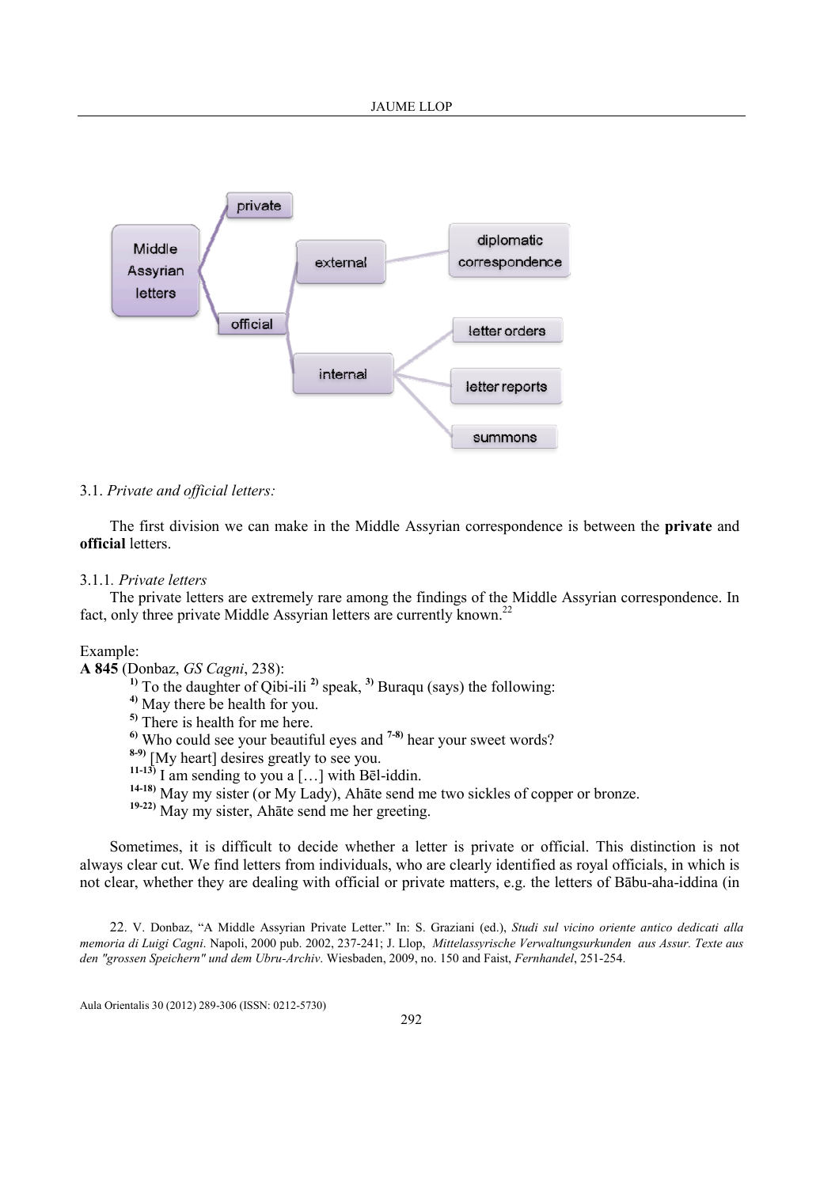- Middle Assyrian letters
  - private
  - official
    - external
      - diplomatic correspondence
    - internal
      - letter orders
      - letter reports
      - summons

3.1. *Private and official letters:*

The first division we can make in the Middle Assyrian correspondence is between the **private** and **official** letters.

3.1.1. *Private letters*

The private letters are extremely rare among the findings of the Middle Assyrian correspondence. In fact, only three private Middle Assyrian letters are currently known.[22]

Example:

**A 845** (Donbaz, *GS Cagni*, 238):

1) To the daughter of Qibi-ili 2) speak, 3) Buraqu (says) the following:
4) May there be health for you.
5) There is health for me here.
6) Who could see your beautiful eyes and 7-8) hear your sweet words?
8-9) [My heart] desires greatly to see you.
11-13) I am sending to you a […] with Bēl-iddin.
14-18) May my sister (or My Lady), Ahāte send me two sickles of copper or bronze.
19-22) May my sister, Ahāte send me her greeting.

Sometimes, it is difficult to decide whether a letter is private or official. This distinction is not always clear cut. We find letters from individuals, who are clearly identified as royal officials, in which is not clear, whether they are dealing with official or private matters, e.g. the letters of Bābu-aha-iddina (in

22. V. Donbaz, "A Middle Assyrian Private Letter." In: S. Graziani (ed.), *Studi sul vicino oriente antico dedicati alla memoria di Luigi Cagni*. Napoli, 2000 pub. 2002, 237-241; J. Llop, *Mittelassyrische Verwaltungsurkunden aus Assur. Texte aus den "grossen Speichern" und dem Ubru-Archiv*. Wiesbaden, 2009, no. 150 and Faist, *Fernhandel*, 251-254.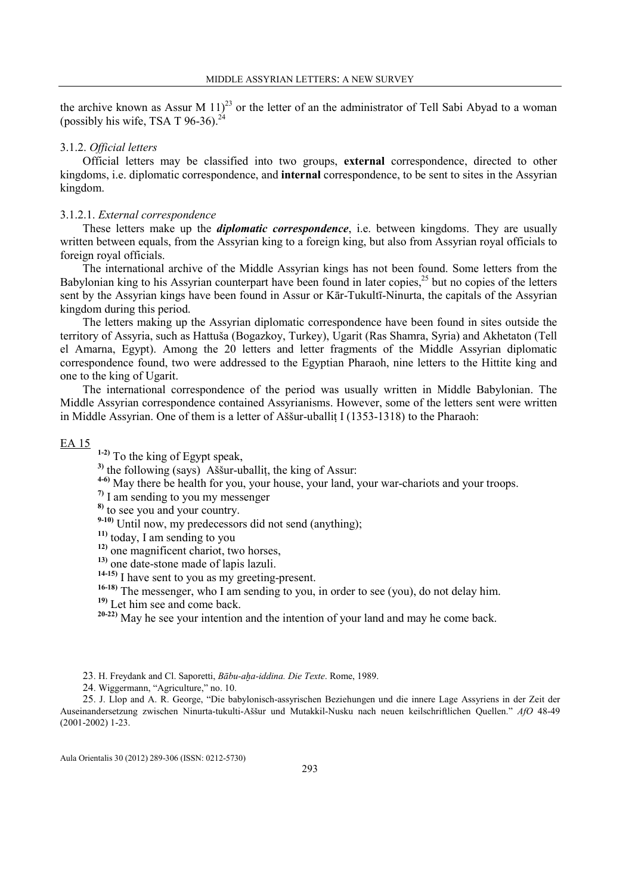the archive known as Assur M 11)[23] or the letter of an the administrator of Tell Sabi Abyad to a woman (possibly his wife, TSA T 96-36).[24]

#### 3.1.2. *Official letters*

Official letters may be classified into two groups, **external** correspondence, directed to other kingdoms, i.e. diplomatic correspondence, and **internal** correspondence, to be sent to sites in the Assyrian kingdom.

##### 3.1.2.1. *External correspondence*

These letters make up the ***diplomatic correspondence***, i.e. between kingdoms. They are usually written between equals, from the Assyrian king to a foreign king, but also from Assyrian royal officials to foreign royal officials.

The international archive of the Middle Assyrian kings has not been found. Some letters from the Babylonian king to his Assyrian counterpart have been found in later copies,[25] but no copies of the letters sent by the Assyrian kings have been found in Assur or Kār-Tukultī-Ninurta, the capitals of the Assyrian kingdom during this period.

The letters making up the Assyrian diplomatic correspondence have been found in sites outside the territory of Assyria, such as Hattuša (Bogazkoy, Turkey), Ugarit (Ras Shamra, Syria) and Akhetaton (Tell el Amarna, Egypt). Among the 20 letters and letter fragments of the Middle Assyrian diplomatic correspondence found, two were addressed to the Egyptian Pharaoh, nine letters to the Hittite king and one to the king of Ugarit.

The international correspondence of the period was usually written in Middle Babylonian. The Middle Assyrian correspondence contained Assyrianisms. However, some of the letters sent were written in Middle Assyrian. One of them is a letter of Aššur-uballiṭ I (1353-1318) to the Pharaoh:

EA 15

**1-2)** To the king of Egypt speak,
**3)** the following (says) Aššur-uballiṭ, the king of Assur:
**4-6)** May there be health for you, your house, your land, your war-chariots and your troops.
**7)** I am sending to you my messenger
**8)** to see you and your country.
**9-10)** Until now, my predecessors did not send (anything);
**11)** today, I am sending to you
**12)** one magnificent chariot, two horses,
**13)** one date-stone made of lapis lazuli.
**14-15)** I have sent to you as my greeting-present.
**16-18)** The messenger, who I am sending to you, in order to see (you), do not delay him.
**19)** Let him see and come back.
**20-22)** May he see your intention and the intention of your land and may he come back.

23. H. Freydank and Cl. Saporetti, *Bābu-aḫa-iddina. Die Texte*. Rome, 1989.

24. Wiggermann, "Agriculture," no. 10.

25. J. Llop and A. R. George, "Die babylonisch-assyrischen Beziehungen und die innere Lage Assyriens in der Zeit der Auseinandersetzung zwischen Ninurta-tukulti-Aššur und Mutakkil-Nusku nach neuen keilschriftlichen Quellen." *AfO* 48-49 (2001-2002) 1-23.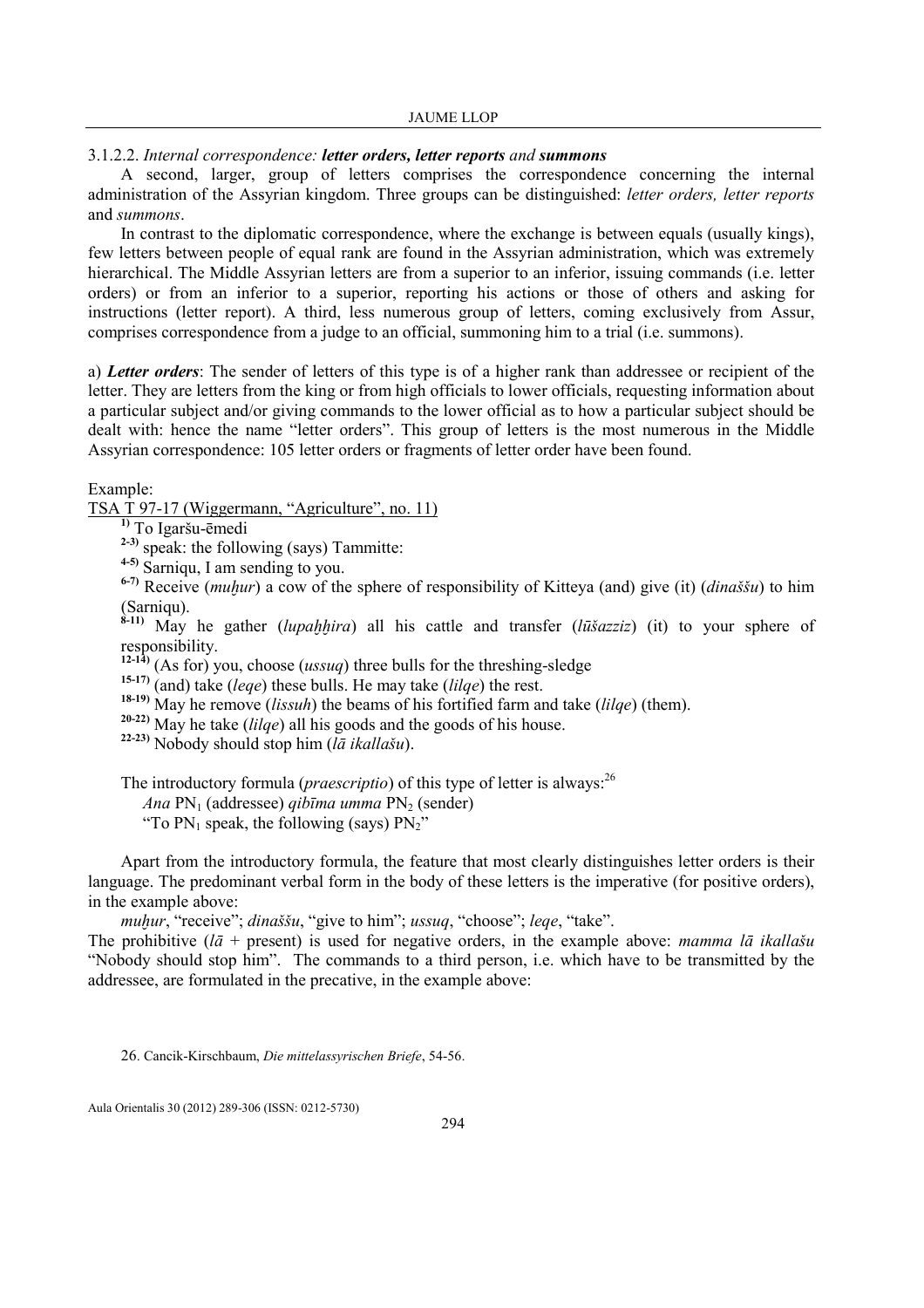3.1.2.2. *Internal correspondence:* ***letter orders, letter reports*** *and* ***summons***

A second, larger, group of letters comprises the correspondence concerning the internal administration of the Assyrian kingdom. Three groups can be distinguished: *letter orders, letter reports* and *summons*.

In contrast to the diplomatic correspondence, where the exchange is between equals (usually kings), few letters between people of equal rank are found in the Assyrian administration, which was extremely hierarchical. The Middle Assyrian letters are from a superior to an inferior, issuing commands (i.e. letter orders) or from an inferior to a superior, reporting his actions or those of others and asking for instructions (letter report). A third, less numerous group of letters, coming exclusively from Assur, comprises correspondence from a judge to an official, summoning him to a trial (i.e. summons).

a) ***Letter orders***: The sender of letters of this type is of a higher rank than addressee or recipient of the letter. They are letters from the king or from high officials to lower officials, requesting information about a particular subject and/or giving commands to the lower official as to how a particular subject should be dealt with: hence the name "letter orders". This group of letters is the most numerous in the Middle Assyrian correspondence: 105 letter orders or fragments of letter order have been found.

Example:

TSA T 97-17 (Wiggermann, "Agriculture", no. 11)

**1)** To Igaršu-ēmedi

**2-3)** speak: the following (says) Tammitte:

**4-5)** Sarniqu, I am sending to you.

**6-7)** Receive (*muḫur*) a cow of the sphere of responsibility of Kitteya (and) give (it) (*dinaššu*) to him (Sarniqu).

**8-11)** May he gather (*lupaḫḫira*) all his cattle and transfer (*lūšazziz*) (it) to your sphere of responsibility.

**12-14)** (As for) you, choose (*ussuq*) three bulls for the threshing-sledge

**15-17)** (and) take (*leqe*) these bulls. He may take (*lilqe*) the rest.

**18-19)** May he remove (*lissuh*) the beams of his fortified farm and take (*lilqe*) (them).

**20-22)** May he take (*lilqe*) all his goods and the goods of his house.

**22-23)** Nobody should stop him (*lā ikallašu*).

The introductory formula (*praescriptio*) of this type of letter is always:[26]

*Ana* $PN_1$ (addressee) *qibīma umma* $PN_2$ (sender)

"To $PN_1$ speak, the following (says) $PN_2$"

Apart from the introductory formula, the feature that most clearly distinguishes letter orders is their language. The predominant verbal form in the body of these letters is the imperative (for positive orders), in the example above:

*muḫur*, "receive"; *dinaššu*, "give to him"; *ussuq*, "choose"; *leqe*, "take".

The prohibitive (*lā* + present) is used for negative orders, in the example above: *mamma lā ikallašu* "Nobody should stop him". The commands to a third person, i.e. which have to be transmitted by the addressee, are formulated in the precative, in the example above:

26. Cancik-Kirschbaum, *Die mittelassyrischen Briefe*, 54-56.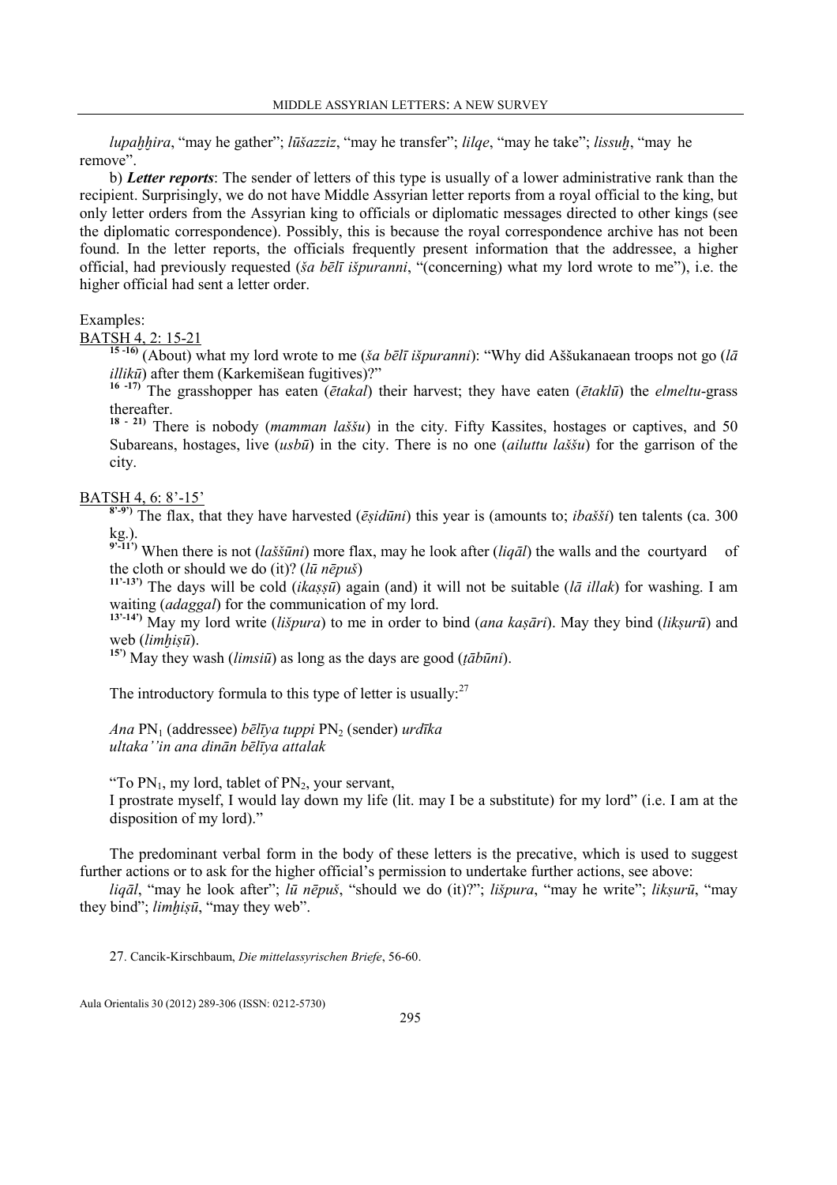*lupaḫḫira*, "may he gather"; *lūšazziz*, "may he transfer"; *lilqe*, "may he take"; *lissuḫ*, "may he remove".

b) ***Letter reports***: The sender of letters of this type is usually of a lower administrative rank than the recipient. Surprisingly, we do not have Middle Assyrian letter reports from a royal official to the king, but only letter orders from the Assyrian king to officials or diplomatic messages directed to other kings (see the diplomatic correspondence). Possibly, this is because the royal correspondence archive has not been found. In the letter reports, the officials frequently present information that the addressee, a higher official, had previously requested (*ša bēlī išpuranni*, "(concerning) what my lord wrote to me"), i.e. the higher official had sent a letter order.

Examples:

BATSH 4, 2: 15-21

**15 -16)** (About) what my lord wrote to me (*ša bēlī išpuranni*): "Why did Aššukanaean troops not go (*lā illikū*) after them (Karkemišean fugitives)?"

**16 -17)** The grasshopper has eaten (*ētakal*) their harvest; they have eaten (*ētaklū*) the *elmeltu*-grass thereafter.

**18 - 21)** There is nobody (*mamman laššu*) in the city. Fifty Kassites, hostages or captives, and 50 Subareans, hostages, live (*usbū*) in the city. There is no one (*ailuttu laššu*) for the garrison of the city.

BATSH 4, 6: 8'-15'

**8'-9')** The flax, that they have harvested (*ēṣidūni*) this year is (amounts to; *ibašši*) ten talents (ca. 300 kg.).

**9'-11')** When there is not (*laššūni*) more flax, may he look after (*liqāl*) the walls and the courtyard of the cloth or should we do (it)? (*lū nēpuš*)

**11'-13')** The days will be cold (*ikaṣṣū*) again (and) it will not be suitable (*lā illak*) for washing. I am waiting (*adaggal*) for the communication of my lord.

**13'-14')** May my lord write (*lišpura*) to me in order to bind (*ana kaṣāri*). May they bind (*likṣurū*) and web (*limḫiṣū*).

**15')** May they wash (*limsiū*) as long as the days are good (*ṭābūni*).

The introductory formula to this type of letter is usually:[27]

*Ana* $PN_1$ (addressee) *bēlīya tuppi* $PN_2$ (sender) *urdīka*
*ultaka''in ana dinān bēlīya attalak*

"To $PN_1$, my lord, tablet of $PN_2$, your servant,
I prostrate myself, I would lay down my life (lit. may I be a substitute) for my lord" (i.e. I am at the disposition of my lord)."

The predominant verbal form in the body of these letters is the precative, which is used to suggest further actions or to ask for the higher official's permission to undertake further actions, see above:

*liqāl*, "may he look after"; *lū nēpuš*, "should we do (it)?"; *lišpura*, "may he write"; *likṣurū*, "may they bind"; *limḫiṣū*, "may they web".

27. Cancik-Kirschbaum, *Die mittelassyrischen Briefe*, 56-60.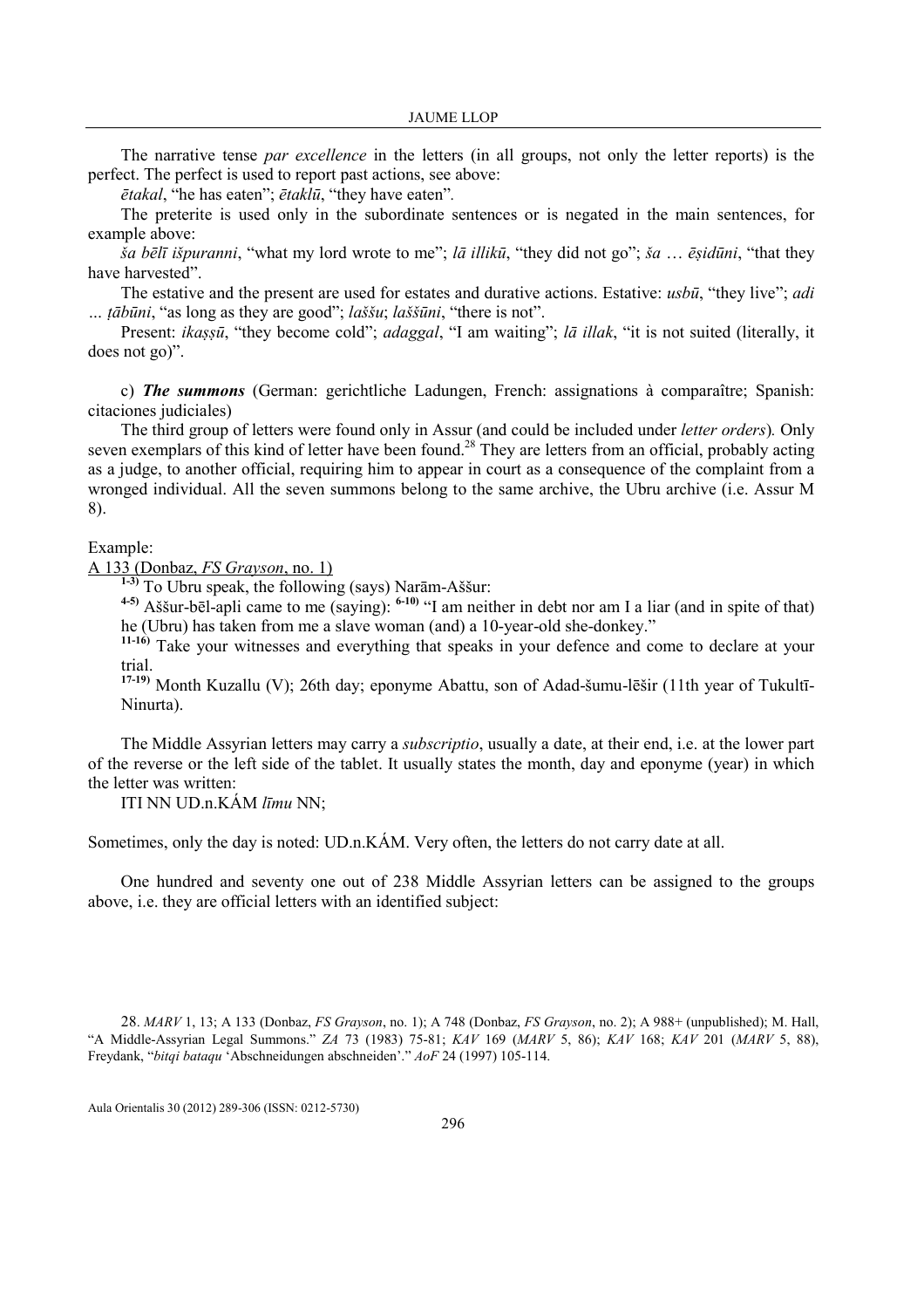The narrative tense *par excellence* in the letters (in all groups, not only the letter reports) is the perfect. The perfect is used to report past actions, see above:

*ētakal*, "he has eaten"; *ētaklū*, "they have eaten".

The preterite is used only in the subordinate sentences or is negated in the main sentences, for example above:

*ša bēlī išpuranni*, "what my lord wrote to me"; *lā illikū*, "they did not go"; *ša … ēṣidūni*, "that they have harvested".

The estative and the present are used for estates and durative actions. Estative: *usbū*, "they live"; *adi … ṭābūni*, "as long as they are good"; *laššu*; *laššūni*, "there is not".

Present: *ikaṣṣū*, "they become cold"; *adaggal*, "I am waiting"; *lā illak*, "it is not suited (literally, it does not go)".

c) ***The summons*** (German: gerichtliche Ladungen, French: assignations à comparaître; Spanish: citaciones judiciales)

The third group of letters were found only in Assur (and could be included under *letter orders*). Only seven exemplars of this kind of letter have been found.[28] They are letters from an official, probably acting as a judge, to another official, requiring him to appear in court as a consequence of the complaint from a wronged individual. All the seven summons belong to the same archive, the Ubru archive (i.e. Assur M 8).

Example:

A 133 (Donbaz, *FS Grayson*, no. 1)

[1-3] To Ubru speak, the following (says) Narām-Aššur:

[4-5] Aššur-bēl-apli came to me (saying): [6-10] "I am neither in debt nor am I a liar (and in spite of that) he (Ubru) has taken from me a slave woman (and) a 10-year-old she-donkey."

[11-16] Take your witnesses and everything that speaks in your defence and come to declare at your trial.

[17-19] Month Kuzallu (V); 26th day; eponyme Abattu, son of Adad-šumu-lēšir (11th year of Tukultī-Ninurta).

The Middle Assyrian letters may carry a *subscriptio*, usually a date, at their end, i.e. at the lower part of the reverse or the left side of the tablet. It usually states the month, day and eponyme (year) in which the letter was written:

ITI NN UD.n.KÁM *līmu* NN;

Sometimes, only the day is noted: UD.n.KÁM. Very often, the letters do not carry date at all.

One hundred and seventy one out of 238 Middle Assyrian letters can be assigned to the groups above, i.e. they are official letters with an identified subject:

28. *MARV* 1, 13; A 133 (Donbaz, *FS Grayson*, no. 1); A 748 (Donbaz, *FS Grayson*, no. 2); A 988+ (unpublished); M. Hall, "A Middle-Assyrian Legal Summons." *ZA* 73 (1983) 75-81; *KAV* 169 (*MARV* 5, 86); *KAV* 168; *KAV* 201 (*MARV* 5, 88), Freydank, "*bitqi bataqu* 'Abschneidungen abschneiden'." *AoF* 24 (1997) 105-114.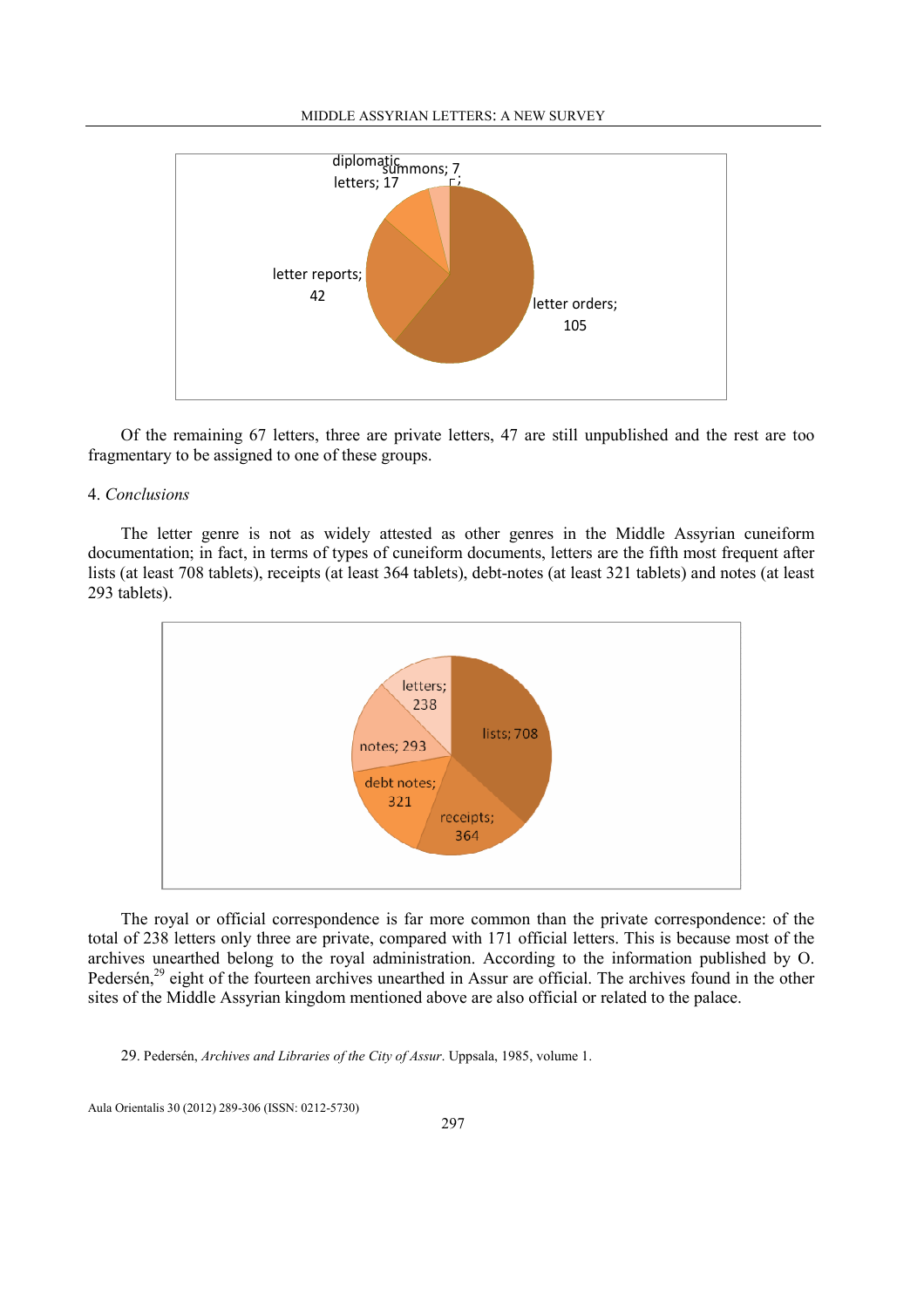Of the remaining 67 letters, three are private letters, 47 are still unpublished and the rest are too fragmentary to be assigned to one of these groups.

## 4. *Conclusions*

The letter genre is not as widely attested as other genres in the Middle Assyrian cuneiform documentation; in fact, in terms of types of cuneiform documents, letters are the fifth most frequent after lists (at least 708 tablets), receipts (at least 364 tablets), debt-notes (at least 321 tablets) and notes (at least 293 tablets).

The royal or official correspondence is far more common than the private correspondence: of the total of 238 letters only three are private, compared with 171 official letters. This is because most of the archives unearthed belong to the royal administration. According to the information published by O. Pedersén,[29] eight of the fourteen archives unearthed in Assur are official. The archives found in the other sites of the Middle Assyrian kingdom mentioned above are also official or related to the palace.

29. Pedersén, *Archives and Libraries of the City of Assur*. Uppsala, 1985, volume 1.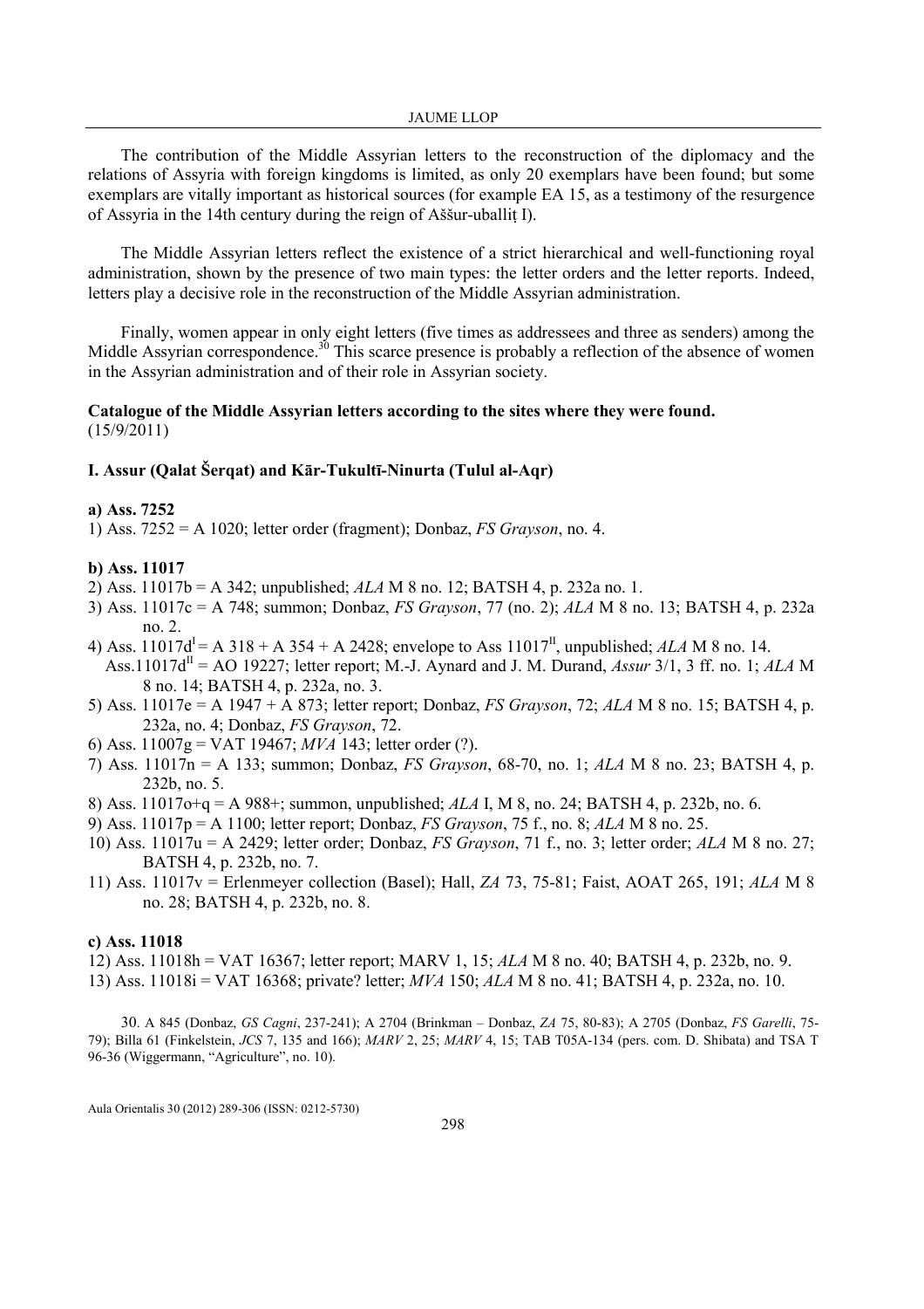The contribution of the Middle Assyrian letters to the reconstruction of the diplomacy and the relations of Assyria with foreign kingdoms is limited, as only 20 exemplars have been found; but some exemplars are vitally important as historical sources (for example EA 15, as a testimony of the resurgence of Assyria in the 14th century during the reign of Aššur-uballiṭ I).

The Middle Assyrian letters reflect the existence of a strict hierarchical and well-functioning royal administration, shown by the presence of two main types: the letter orders and the letter reports. Indeed, letters play a decisive role in the reconstruction of the Middle Assyrian administration.

Finally, women appear in only eight letters (five times as addressees and three as senders) among the Middle Assyrian correspondence.[30] This scarce presence is probably a reflection of the absence of women in the Assyrian administration and of their role in Assyrian society.

**Catalogue of the Middle Assyrian letters according to the sites where they were found.**
(15/9/2011)

### I. Assur (Qalat Šerqat) and Kār-Tukultī-Ninurta (Tulul al-Aqr)

**a) Ass. 7252**

1) Ass. 7252 = A 1020; letter order (fragment); Donbaz, *FS Grayson*, no. 4.

**b) Ass. 11017**

2) Ass. 11017b = A 342; unpublished; *ALA* M 8 no. 12; BATSH 4, p. 232a no. 1.

3) Ass. 11017c = A 748; summon; Donbaz, *FS Grayson*, 77 (no. 2); *ALA* M 8 no. 13; BATSH 4, p. 232a no. 2.

4) Ass. 11017d[I] = A 318 + A 354 + A 2428; envelope to Ass 11017[II], unpublished; *ALA* M 8 no. 14.
   Ass.11017d[II] = AO 19227; letter report; M.-J. Aynard and J. M. Durand, *Assur* 3/1, 3 ff. no. 1; *ALA* M 8 no. 14; BATSH 4, p. 232a, no. 3.

5) Ass. 11017e = A 1947 + A 873; letter report; Donbaz, *FS Grayson*, 72; *ALA* M 8 no. 15; BATSH 4, p. 232a, no. 4; Donbaz, *FS Grayson*, 72.

6) Ass. 11007g = VAT 19467; *MVA* 143; letter order (?).

7) Ass. 11017n = A 133; summon; Donbaz, *FS Grayson*, 68-70, no. 1; *ALA* M 8 no. 23; BATSH 4, p. 232b, no. 5.

8) Ass. 11017o+q = A 988+; summon, unpublished; *ALA* I, M 8, no. 24; BATSH 4, p. 232b, no. 6.

9) Ass. 11017p = A 1100; letter report; Donbaz, *FS Grayson*, 75 f., no. 8; *ALA* M 8 no. 25.

10) Ass. 11017u = A 2429; letter order; Donbaz, *FS Grayson*, 71 f., no. 3; letter order; *ALA* M 8 no. 27; BATSH 4, p. 232b, no. 7.

11) Ass. 11017v = Erlenmeyer collection (Basel); Hall, *ZA* 73, 75-81; Faist, AOAT 265, 191; *ALA* M 8 no. 28; BATSH 4, p. 232b, no. 8.

**c) Ass. 11018**

12) Ass. 11018h = VAT 16367; letter report; MARV 1, 15; *ALA* M 8 no. 40; BATSH 4, p. 232b, no. 9.

13) Ass. 11018i = VAT 16368; private? letter; *MVA* 150; *ALA* M 8 no. 41; BATSH 4, p. 232a, no. 10.

30. A 845 (Donbaz, *GS Cagni*, 237-241); A 2704 (Brinkman – Donbaz, *ZA* 75, 80-83); A 2705 (Donbaz, *FS Garelli*, 75-79); Billa 61 (Finkelstein, *JCS* 7, 135 and 166); *MARV* 2, 25; *MARV* 4, 15; TAB T05A-134 (pers. com. D. Shibata) and TSA T 96-36 (Wiggermann, "Agriculture", no. 10).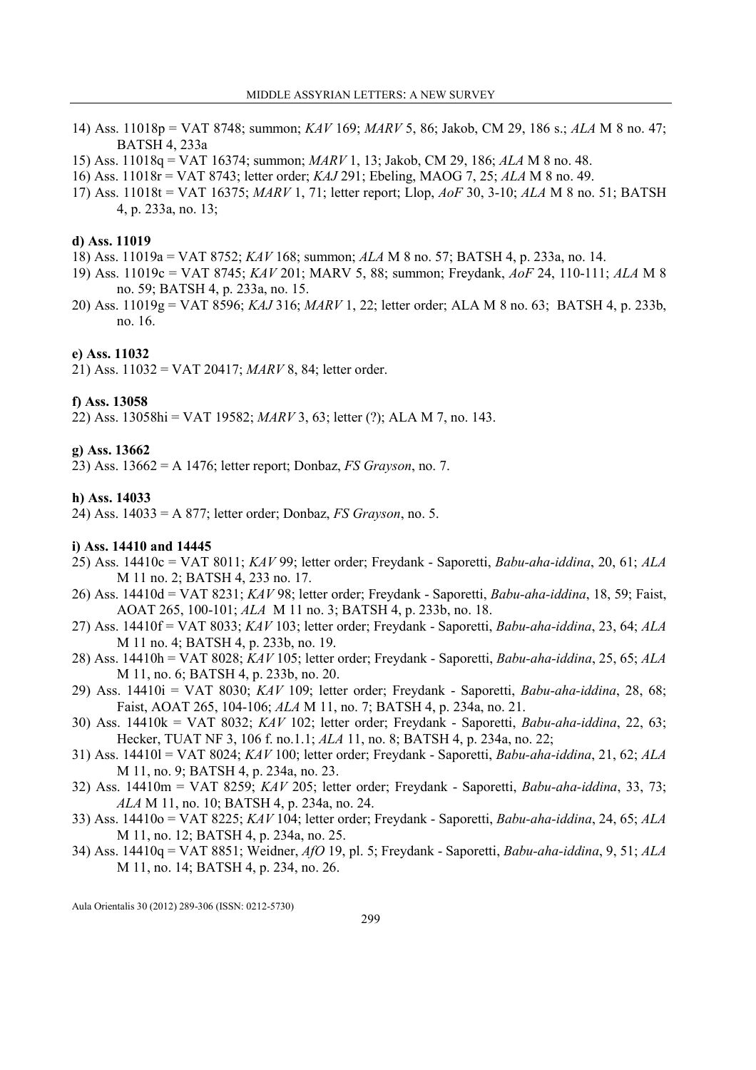14) Ass. 11018p = VAT 8748; summon; *KAV* 169; *MARV* 5, 86; Jakob, CM 29, 186 s.; *ALA* M 8 no. 47; BATSH 4, 233a
15) Ass. 11018q = VAT 16374; summon; *MARV* 1, 13; Jakob, CM 29, 186; *ALA* M 8 no. 48.
16) Ass. 11018r = VAT 8743; letter order; *KAJ* 291; Ebeling, MAOG 7, 25; *ALA* M 8 no. 49.
17) Ass. 11018t = VAT 16375; *MARV* 1, 71; letter report; Llop, *AoF* 30, 3-10; *ALA* M 8 no. 51; BATSH 4, p. 233a, no. 13;

**d) Ass. 11019**

18) Ass. 11019a = VAT 8752; *KAV* 168; summon; *ALA* M 8 no. 57; BATSH 4, p. 233a, no. 14.
19) Ass. 11019c = VAT 8745; *KAV* 201; MARV 5, 88; summon; Freydank, *AoF* 24, 110-111; *ALA* M 8 no. 59; BATSH 4, p. 233a, no. 15.
20) Ass. 11019g = VAT 8596; *KAJ* 316; *MARV* 1, 22; letter order; ALA M 8 no. 63; BATSH 4, p. 233b, no. 16.

**e) Ass. 11032**

21) Ass. 11032 = VAT 20417; *MARV* 8, 84; letter order.

**f) Ass. 13058**

22) Ass. 13058hi = VAT 19582; *MARV* 3, 63; letter (?); ALA M 7, no. 143.

**g) Ass. 13662**

23) Ass. 13662 = A 1476; letter report; Donbaz, *FS Grayson*, no. 7.

**h) Ass. 14033**

24) Ass. 14033 = A 877; letter order; Donbaz, *FS Grayson*, no. 5.

**i) Ass. 14410 and 14445**

25) Ass. 14410c = VAT 8011; *KAV* 99; letter order; Freydank - Saporetti, *Babu-aha-iddina*, 20, 61; *ALA* M 11 no. 2; BATSH 4, 233 no. 17.
26) Ass. 14410d = VAT 8231; *KAV* 98; letter order; Freydank - Saporetti, *Babu-aha-iddina*, 18, 59; Faist, AOAT 265, 100-101; *ALA* M 11 no. 3; BATSH 4, p. 233b, no. 18.
27) Ass. 14410f = VAT 8033; *KAV* 103; letter order; Freydank - Saporetti, *Babu-aha-iddina*, 23, 64; *ALA* M 11 no. 4; BATSH 4, p. 233b, no. 19.
28) Ass. 14410h = VAT 8028; *KAV* 105; letter order; Freydank - Saporetti, *Babu-aha-iddina*, 25, 65; *ALA* M 11, no. 6; BATSH 4, p. 233b, no. 20.
29) Ass. 14410i = VAT 8030; *KAV* 109; letter order; Freydank - Saporetti, *Babu-aha-iddina*, 28, 68; Faist, AOAT 265, 104-106; *ALA* M 11, no. 7; BATSH 4, p. 234a, no. 21.
30) Ass. 14410k = VAT 8032; *KAV* 102; letter order; Freydank - Saporetti, *Babu-aha-iddina*, 22, 63; Hecker, TUAT NF 3, 106 f. no.1.1; *ALA* 11, no. 8; BATSH 4, p. 234a, no. 22;
31) Ass. 14410l = VAT 8024; *KAV* 100; letter order; Freydank - Saporetti, *Babu-aha-iddina*, 21, 62; *ALA* M 11, no. 9; BATSH 4, p. 234a, no. 23.
32) Ass. 14410m = VAT 8259; *KAV* 205; letter order; Freydank - Saporetti, *Babu-aha-iddina*, 33, 73; *ALA* M 11, no. 10; BATSH 4, p. 234a, no. 24.
33) Ass. 14410o = VAT 8225; *KAV* 104; letter order; Freydank - Saporetti, *Babu-aha-iddina*, 24, 65; *ALA* M 11, no. 12; BATSH 4, p. 234a, no. 25.
34) Ass. 14410q = VAT 8851; Weidner, *AfO* 19, pl. 5; Freydank - Saporetti, *Babu-aha-iddina*, 9, 51; *ALA* M 11, no. 14; BATSH 4, p. 234, no. 26.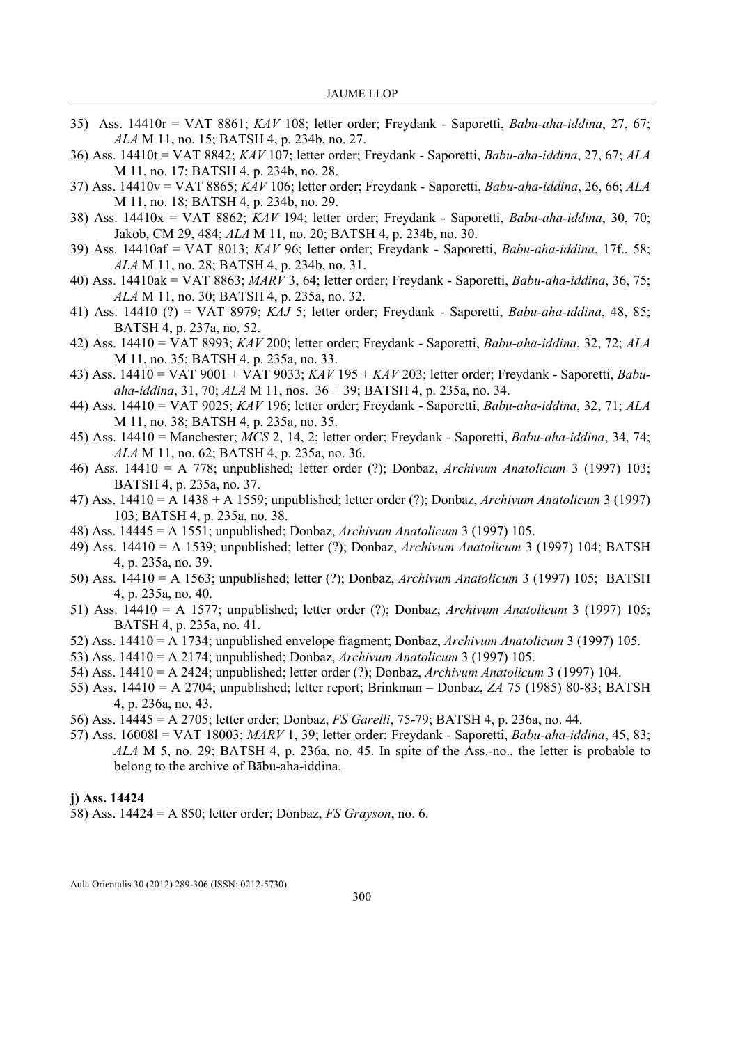35) Ass. 14410r = VAT 8861; *KAV* 108; letter order; Freydank - Saporetti, *Babu-aha-iddina*, 27, 67; *ALA* M 11, no. 15; BATSH 4, p. 234b, no. 27.

36) Ass. 14410t = VAT 8842; *KAV* 107; letter order; Freydank - Saporetti, *Babu-aha-iddina*, 27, 67; *ALA* M 11, no. 17; BATSH 4, p. 234b, no. 28.

37) Ass. 14410v = VAT 8865; *KAV* 106; letter order; Freydank - Saporetti, *Babu-aha-iddina*, 26, 66; *ALA* M 11, no. 18; BATSH 4, p. 234b, no. 29.

38) Ass. 14410x = VAT 8862; *KAV* 194; letter order; Freydank - Saporetti, *Babu-aha-iddina*, 30, 70; Jakob, CM 29, 484; *ALA* M 11, no. 20; BATSH 4, p. 234b, no. 30.

39) Ass. 14410af = VAT 8013; *KAV* 96; letter order; Freydank - Saporetti, *Babu-aha-iddina*, 17f., 58; *ALA* M 11, no. 28; BATSH 4, p. 234b, no. 31.

40) Ass. 14410ak = VAT 8863; *MARV* 3, 64; letter order; Freydank - Saporetti, *Babu-aha-iddina*, 36, 75; *ALA* M 11, no. 30; BATSH 4, p. 235a, no. 32.

41) Ass. 14410 (?) = VAT 8979; *KAJ* 5; letter order; Freydank - Saporetti, *Babu-aha-iddina*, 48, 85; BATSH 4, p. 237a, no. 52.

42) Ass. 14410 = VAT 8993; *KAV* 200; letter order; Freydank - Saporetti, *Babu-aha-iddina*, 32, 72; *ALA* M 11, no. 35; BATSH 4, p. 235a, no. 33.

43) Ass. 14410 = VAT 9001 + VAT 9033; *KAV* 195 + *KAV* 203; letter order; Freydank - Saporetti, *Babu-aha-iddina*, 31, 70; *ALA* M 11, nos. 36 + 39; BATSH 4, p. 235a, no. 34.

44) Ass. 14410 = VAT 9025; *KAV* 196; letter order; Freydank - Saporetti, *Babu-aha-iddina*, 32, 71; *ALA* M 11, no. 38; BATSH 4, p. 235a, no. 35.

45) Ass. 14410 = Manchester; *MCS* 2, 14, 2; letter order; Freydank - Saporetti, *Babu-aha-iddina*, 34, 74; *ALA* M 11, no. 62; BATSH 4, p. 235a, no. 36.

46) Ass. 14410 = A 778; unpublished; letter order (?); Donbaz, *Archivum Anatolicum* 3 (1997) 103; BATSH 4, p. 235a, no. 37.

47) Ass. 14410 = A 1438 + A 1559; unpublished; letter order (?); Donbaz, *Archivum Anatolicum* 3 (1997) 103; BATSH 4, p. 235a, no. 38.

48) Ass. 14445 = A 1551; unpublished; Donbaz, *Archivum Anatolicum* 3 (1997) 105.

49) Ass. 14410 = A 1539; unpublished; letter (?); Donbaz, *Archivum Anatolicum* 3 (1997) 104; BATSH 4, p. 235a, no. 39.

50) Ass. 14410 = A 1563; unpublished; letter (?); Donbaz, *Archivum Anatolicum* 3 (1997) 105; BATSH 4, p. 235a, no. 40.

51) Ass. 14410 = A 1577; unpublished; letter order (?); Donbaz, *Archivum Anatolicum* 3 (1997) 105; BATSH 4, p. 235a, no. 41.

52) Ass. 14410 = A 1734; unpublished envelope fragment; Donbaz, *Archivum Anatolicum* 3 (1997) 105.

53) Ass. 14410 = A 2174; unpublished; Donbaz, *Archivum Anatolicum* 3 (1997) 105.

54) Ass. 14410 = A 2424; unpublished; letter order (?); Donbaz, *Archivum Anatolicum* 3 (1997) 104.

55) Ass. 14410 = A 2704; unpublished; letter report; Brinkman – Donbaz, *ZA* 75 (1985) 80-83; BATSH 4, p. 236a, no. 43.

56) Ass. 14445 = A 2705; letter order; Donbaz, *FS Garelli*, 75-79; BATSH 4, p. 236a, no. 44.

57) Ass. 16008l = VAT 18003; *MARV* 1, 39; letter order; Freydank - Saporetti, *Babu-aha-iddina*, 45, 83; *ALA* M 5, no. 29; BATSH 4, p. 236a, no. 45. In spite of the Ass.-no., the letter is probable to belong to the archive of Bābu-aha-iddina.

**j) Ass. 14424**

58) Ass. 14424 = A 850; letter order; Donbaz, *FS Grayson*, no. 6.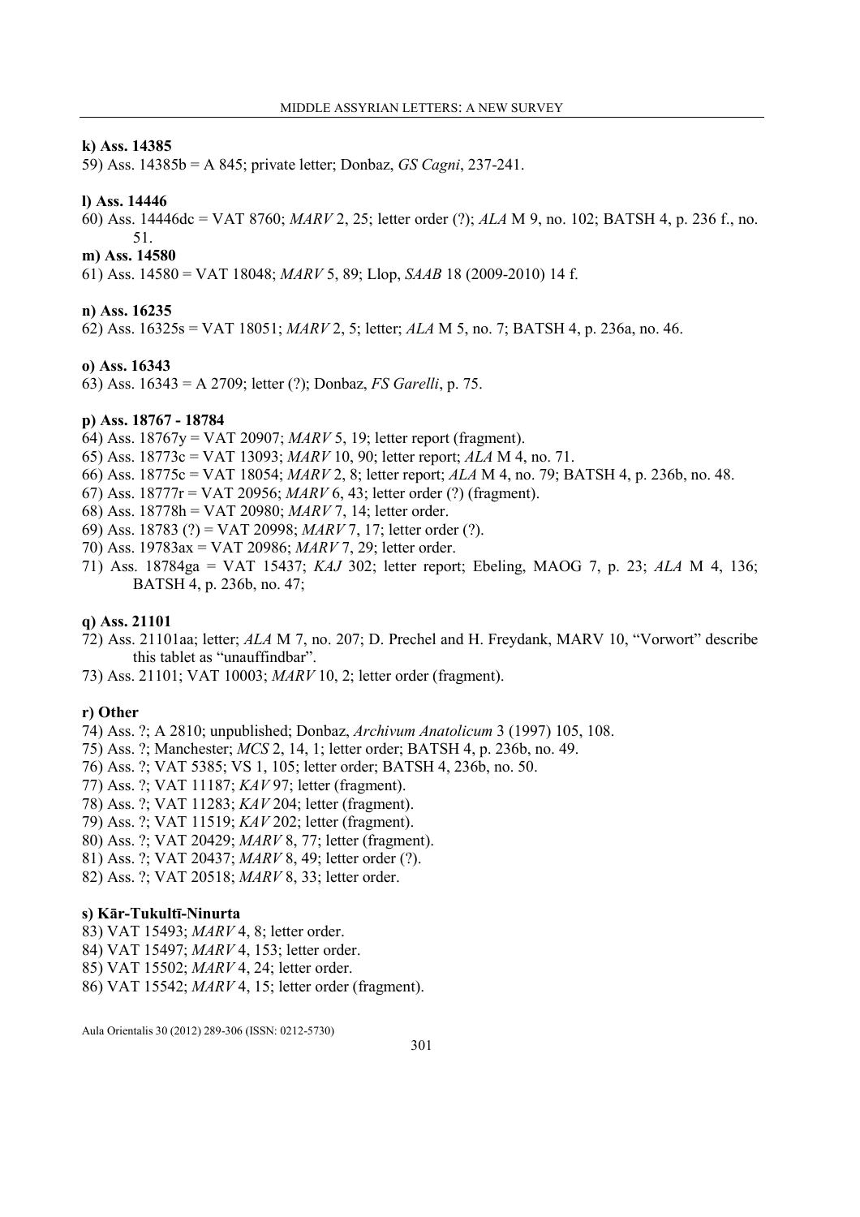**k) Ass. 14385**

59) Ass. 14385b = A 845; private letter; Donbaz, *GS Cagni*, 237-241.

**l) Ass. 14446**

60) Ass. 14446dc = VAT 8760; *MARV* 2, 25; letter order (?); *ALA* M 9, no. 102; BATSH 4, p. 236 f., no. 51.

**m) Ass. 14580**

61) Ass. 14580 = VAT 18048; *MARV* 5, 89; Llop, *SAAB* 18 (2009-2010) 14 f.

**n) Ass. 16235**

62) Ass. 16325s = VAT 18051; *MARV* 2, 5; letter; *ALA* M 5, no. 7; BATSH 4, p. 236a, no. 46.

**o) Ass. 16343**

63) Ass. 16343 = A 2709; letter (?); Donbaz, *FS Garelli*, p. 75.

**p) Ass. 18767 - 18784**

64) Ass. 18767y = VAT 20907; *MARV* 5, 19; letter report (fragment).
65) Ass. 18773c = VAT 13093; *MARV* 10, 90; letter report; *ALA* M 4, no. 71.
66) Ass. 18775c = VAT 18054; *MARV* 2, 8; letter report; *ALA* M 4, no. 79; BATSH 4, p. 236b, no. 48.
67) Ass. 18777r = VAT 20956; *MARV* 6, 43; letter order (?) (fragment).
68) Ass. 18778h = VAT 20980; *MARV* 7, 14; letter order.
69) Ass. 18783 (?) = VAT 20998; *MARV* 7, 17; letter order (?).
70) Ass. 19783ax = VAT 20986; *MARV* 7, 29; letter order.
71) Ass. 18784ga = VAT 15437; *KAJ* 302; letter report; Ebeling, MAOG 7, p. 23; *ALA* M 4, 136; BATSH 4, p. 236b, no. 47;

**q) Ass. 21101**

72) Ass. 21101aa; letter; *ALA* M 7, no. 207; D. Prechel and H. Freydank, MARV 10, "Vorwort" describe this tablet as "unauffindbar".
73) Ass. 21101; VAT 10003; *MARV* 10, 2; letter order (fragment).

**r) Other**

74) Ass. ?; A 2810; unpublished; Donbaz, *Archivum Anatolicum* 3 (1997) 105, 108.
75) Ass. ?; Manchester; *MCS* 2, 14, 1; letter order; BATSH 4, p. 236b, no. 49.
76) Ass. ?; VAT 5385; VS 1, 105; letter order; BATSH 4, 236b, no. 50.
77) Ass. ?; VAT 11187; *KAV* 97; letter (fragment).
78) Ass. ?; VAT 11283; *KAV* 204; letter (fragment).
79) Ass. ?; VAT 11519; *KAV* 202; letter (fragment).
80) Ass. ?; VAT 20429; *MARV* 8, 77; letter (fragment).
81) Ass. ?; VAT 20437; *MARV* 8, 49; letter order (?).
82) Ass. ?; VAT 20518; *MARV* 8, 33; letter order.

**s) Kār-Tukultī-Ninurta**

83) VAT 15493; *MARV* 4, 8; letter order.
84) VAT 15497; *MARV* 4, 153; letter order.
85) VAT 15502; *MARV* 4, 24; letter order.
86) VAT 15542; *MARV* 4, 15; letter order (fragment).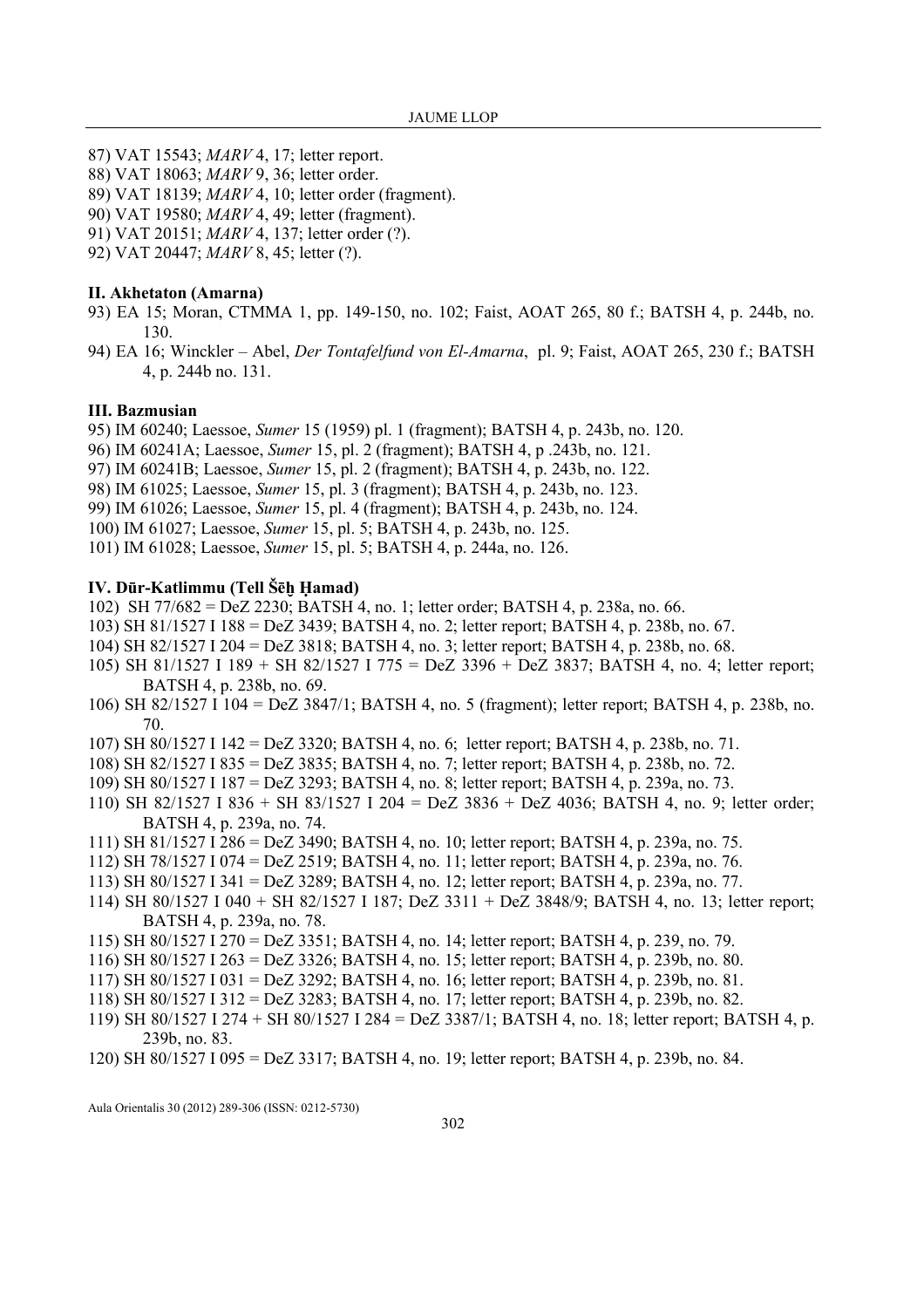87) VAT 15543; *MARV* 4, 17; letter report.
88) VAT 18063; *MARV* 9, 36; letter order.
89) VAT 18139; *MARV* 4, 10; letter order (fragment).
90) VAT 19580; *MARV* 4, 49; letter (fragment).
91) VAT 20151; *MARV* 4, 137; letter order (?).
92) VAT 20447; *MARV* 8, 45; letter (?).

### II. Akhetaton (Amarna)

93) EA 15; Moran, CTMMA 1, pp. 149-150, no. 102; Faist, AOAT 265, 80 f.; BATSH 4, p. 244b, no. 130.
94) EA 16; Winckler – Abel, *Der Tontafelfund von El-Amarna*, pl. 9; Faist, AOAT 265, 230 f.; BATSH 4, p. 244b no. 131.

### III. Bazmusian

95) IM 60240; Laessoe, *Sumer* 15 (1959) pl. 1 (fragment); BATSH 4, p. 243b, no. 120.
96) IM 60241A; Laessoe, *Sumer* 15, pl. 2 (fragment); BATSH 4, p .243b, no. 121.
97) IM 60241B; Laessoe, *Sumer* 15, pl. 2 (fragment); BATSH 4, p. 243b, no. 122.
98) IM 61025; Laessoe, *Sumer* 15, pl. 3 (fragment); BATSH 4, p. 243b, no. 123.
99) IM 61026; Laessoe, *Sumer* 15, pl. 4 (fragment); BATSH 4, p. 243b, no. 124.
100) IM 61027; Laessoe, *Sumer* 15, pl. 5; BATSH 4, p. 243b, no. 125.
101) IM 61028; Laessoe, *Sumer* 15, pl. 5; BATSH 4, p. 244a, no. 126.

### IV. Dūr-Katlimmu (Tell Šēḫ Ḥamad)

102) SH 77/682 = DeZ 2230; BATSH 4, no. 1; letter order; BATSH 4, p. 238a, no. 66.
103) SH 81/1527 I 188 = DeZ 3439; BATSH 4, no. 2; letter report; BATSH 4, p. 238b, no. 67.
104) SH 82/1527 I 204 = DeZ 3818; BATSH 4, no. 3; letter report; BATSH 4, p. 238b, no. 68.
105) SH 81/1527 I 189 + SH 82/1527 I 775 = DeZ 3396 + DeZ 3837; BATSH 4, no. 4; letter report; BATSH 4, p. 238b, no. 69.
106) SH 82/1527 I 104 = DeZ 3847/1; BATSH 4, no. 5 (fragment); letter report; BATSH 4, p. 238b, no. 70.
107) SH 80/1527 I 142 = DeZ 3320; BATSH 4, no. 6; letter report; BATSH 4, p. 238b, no. 71.
108) SH 82/1527 I 835 = DeZ 3835; BATSH 4, no. 7; letter report; BATSH 4, p. 238b, no. 72.
109) SH 80/1527 I 187 = DeZ 3293; BATSH 4, no. 8; letter report; BATSH 4, p. 239a, no. 73.
110) SH 82/1527 I 836 + SH 83/1527 I 204 = DeZ 3836 + DeZ 4036; BATSH 4, no. 9; letter order; BATSH 4, p. 239a, no. 74.
111) SH 81/1527 I 286 = DeZ 3490; BATSH 4, no. 10; letter report; BATSH 4, p. 239a, no. 75.
112) SH 78/1527 I 074 = DeZ 2519; BATSH 4, no. 11; letter report; BATSH 4, p. 239a, no. 76.
113) SH 80/1527 I 341 = DeZ 3289; BATSH 4, no. 12; letter report; BATSH 4, p. 239a, no. 77.
114) SH 80/1527 I 040 + SH 82/1527 I 187; DeZ 3311 + DeZ 3848/9; BATSH 4, no. 13; letter report; BATSH 4, p. 239a, no. 78.
115) SH 80/1527 I 270 = DeZ 3351; BATSH 4, no. 14; letter report; BATSH 4, p. 239, no. 79.
116) SH 80/1527 I 263 = DeZ 3326; BATSH 4, no. 15; letter report; BATSH 4, p. 239b, no. 80.
117) SH 80/1527 I 031 = DeZ 3292; BATSH 4, no. 16; letter report; BATSH 4, p. 239b, no. 81.
118) SH 80/1527 I 312 = DeZ 3283; BATSH 4, no. 17; letter report; BATSH 4, p. 239b, no. 82.
119) SH 80/1527 I 274 + SH 80/1527 I 284 = DeZ 3387/1; BATSH 4, no. 18; letter report; BATSH 4, p. 239b, no. 83.
120) SH 80/1527 I 095 = DeZ 3317; BATSH 4, no. 19; letter report; BATSH 4, p. 239b, no. 84.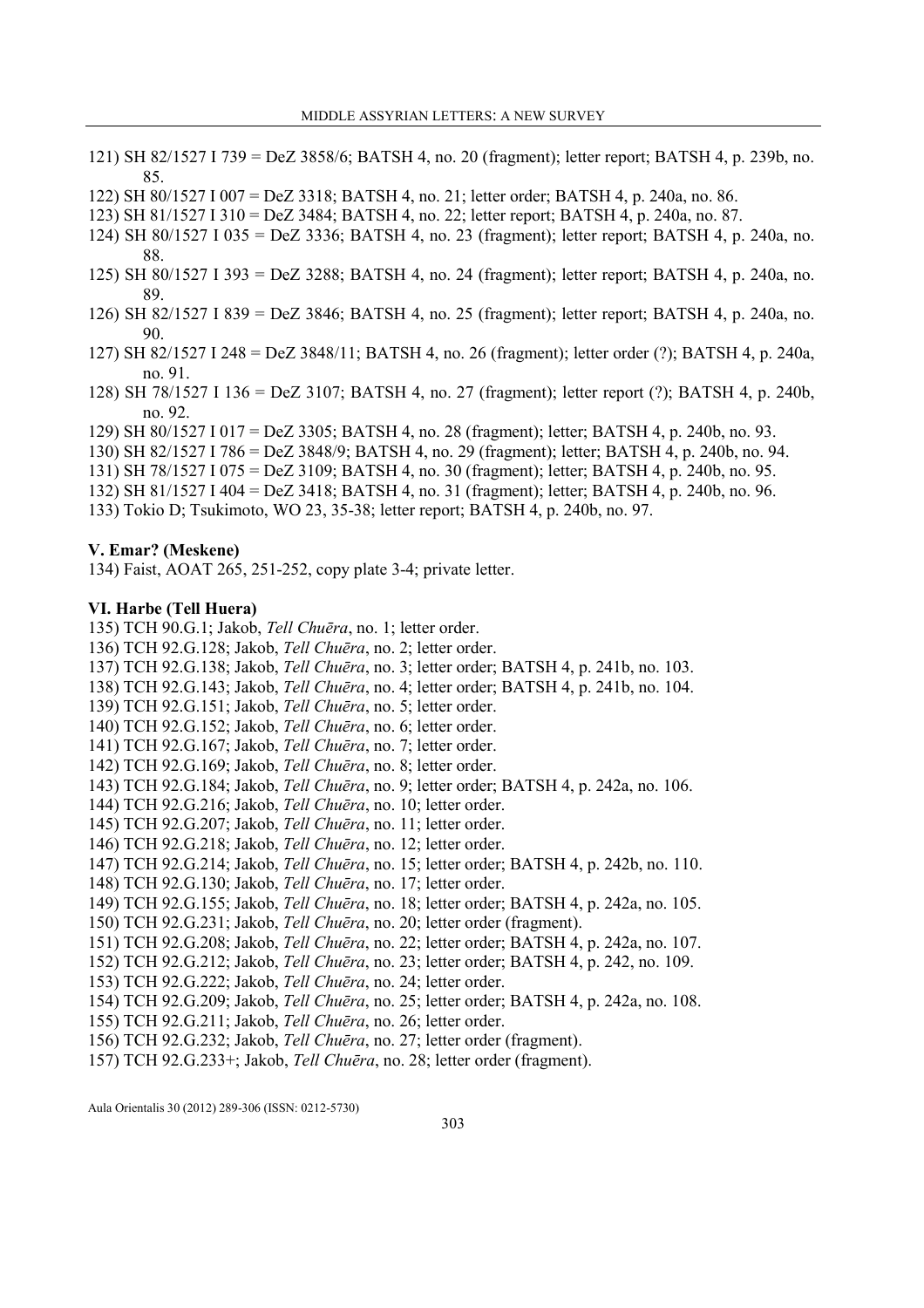121) SH 82/1527 I 739 = DeZ 3858/6; BATSH 4, no. 20 (fragment); letter report; BATSH 4, p. 239b, no. 85.

122) SH 80/1527 I 007 = DeZ 3318; BATSH 4, no. 21; letter order; BATSH 4, p. 240a, no. 86.

123) SH 81/1527 I 310 = DeZ 3484; BATSH 4, no. 22; letter report; BATSH 4, p. 240a, no. 87.

124) SH 80/1527 I 035 = DeZ 3336; BATSH 4, no. 23 (fragment); letter report; BATSH 4, p. 240a, no. 88.

125) SH 80/1527 I 393 = DeZ 3288; BATSH 4, no. 24 (fragment); letter report; BATSH 4, p. 240a, no. 89.

126) SH 82/1527 I 839 = DeZ 3846; BATSH 4, no. 25 (fragment); letter report; BATSH 4, p. 240a, no. 90.

127) SH 82/1527 I 248 = DeZ 3848/11; BATSH 4, no. 26 (fragment); letter order (?); BATSH 4, p. 240a, no. 91.

128) SH 78/1527 I 136 = DeZ 3107; BATSH 4, no. 27 (fragment); letter report (?); BATSH 4, p. 240b, no. 92.

129) SH 80/1527 I 017 = DeZ 3305; BATSH 4, no. 28 (fragment); letter; BATSH 4, p. 240b, no. 93.

130) SH 82/1527 I 786 = DeZ 3848/9; BATSH 4, no. 29 (fragment); letter; BATSH 4, p. 240b, no. 94.

131) SH 78/1527 I 075 = DeZ 3109; BATSH 4, no. 30 (fragment); letter; BATSH 4, p. 240b, no. 95.

132) SH 81/1527 I 404 = DeZ 3418; BATSH 4, no. 31 (fragment); letter; BATSH 4, p. 240b, no. 96.

133) Tokio D; Tsukimoto, WO 23, 35-38; letter report; BATSH 4, p. 240b, no. 97.

**V. Emar? (Meskene)**

134) Faist, AOAT 265, 251-252, copy plate 3-4; private letter.

**VI. Harbe (Tell Huera)**

135) TCH 90.G.1; Jakob, *Tell Chuēra*, no. 1; letter order.

136) TCH 92.G.128; Jakob, *Tell Chuēra*, no. 2; letter order.

137) TCH 92.G.138; Jakob, *Tell Chuēra*, no. 3; letter order; BATSH 4, p. 241b, no. 103.

138) TCH 92.G.143; Jakob, *Tell Chuēra*, no. 4; letter order; BATSH 4, p. 241b, no. 104.

139) TCH 92.G.151; Jakob, *Tell Chuēra*, no. 5; letter order.

140) TCH 92.G.152; Jakob, *Tell Chuēra*, no. 6; letter order.

141) TCH 92.G.167; Jakob, *Tell Chuēra*, no. 7; letter order.

142) TCH 92.G.169; Jakob, *Tell Chuēra*, no. 8; letter order.

143) TCH 92.G.184; Jakob, *Tell Chuēra*, no. 9; letter order; BATSH 4, p. 242a, no. 106.

144) TCH 92.G.216; Jakob, *Tell Chuēra*, no. 10; letter order.

145) TCH 92.G.207; Jakob, *Tell Chuēra*, no. 11; letter order.

146) TCH 92.G.218; Jakob, *Tell Chuēra*, no. 12; letter order.

147) TCH 92.G.214; Jakob, *Tell Chuēra*, no. 15; letter order; BATSH 4, p. 242b, no. 110.

148) TCH 92.G.130; Jakob, *Tell Chuēra*, no. 17; letter order.

149) TCH 92.G.155; Jakob, *Tell Chuēra*, no. 18; letter order; BATSH 4, p. 242a, no. 105.

150) TCH 92.G.231; Jakob, *Tell Chuēra*, no. 20; letter order (fragment).

151) TCH 92.G.208; Jakob, *Tell Chuēra*, no. 22; letter order; BATSH 4, p. 242a, no. 107.

152) TCH 92.G.212; Jakob, *Tell Chuēra*, no. 23; letter order; BATSH 4, p. 242, no. 109.

153) TCH 92.G.222; Jakob, *Tell Chuēra*, no. 24; letter order.

154) TCH 92.G.209; Jakob, *Tell Chuēra*, no. 25; letter order; BATSH 4, p. 242a, no. 108.

155) TCH 92.G.211; Jakob, *Tell Chuēra*, no. 26; letter order.

156) TCH 92.G.232; Jakob, *Tell Chuēra*, no. 27; letter order (fragment).

157) TCH 92.G.233+; Jakob, *Tell Chuēra*, no. 28; letter order (fragment).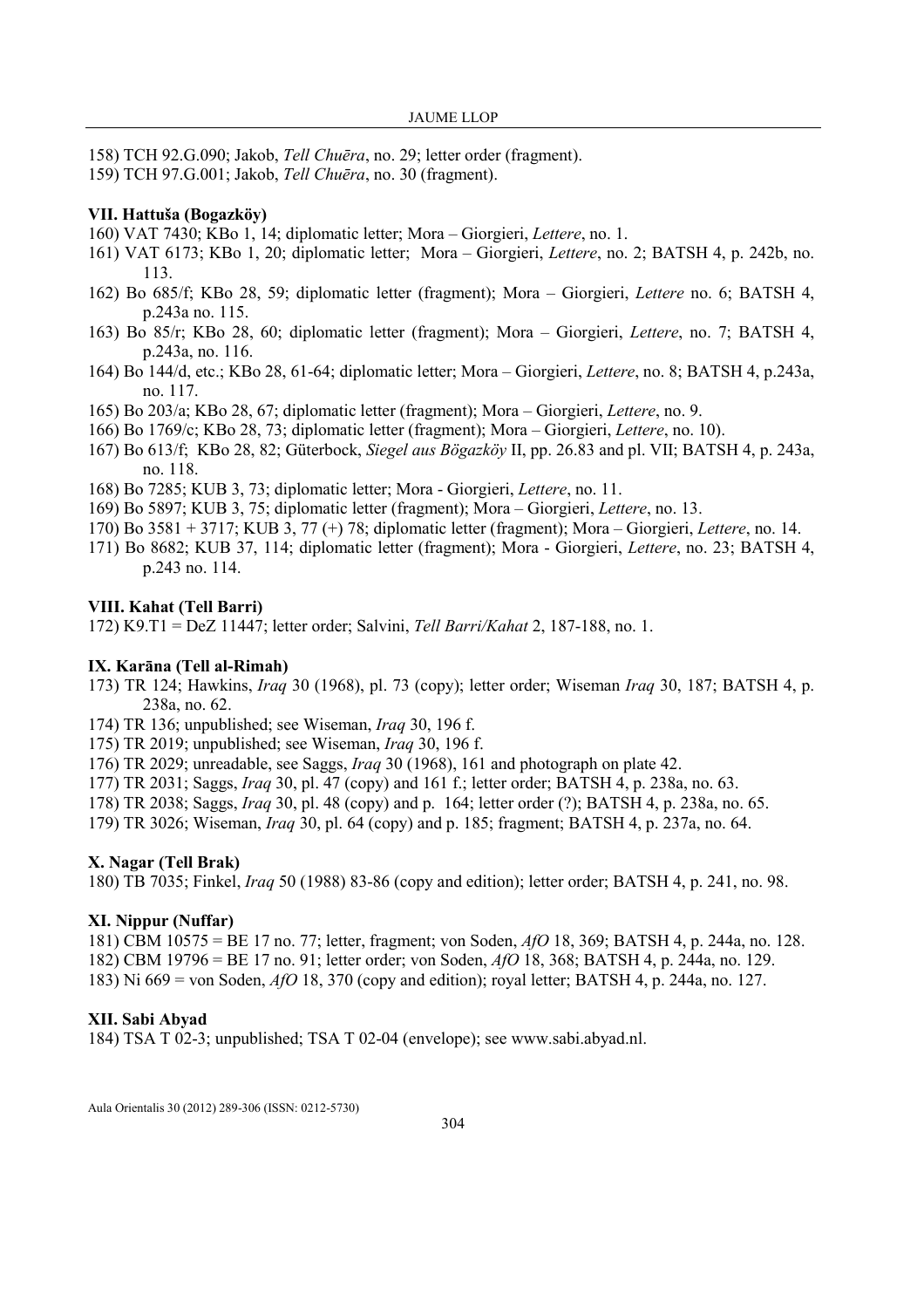158) TCH 92.G.090; Jakob, *Tell Chuēra*, no. 29; letter order (fragment).

159) TCH 97.G.001; Jakob, *Tell Chuēra*, no. 30 (fragment).

### VII. Hattuša (Bogazköy)

160) VAT 7430; KBo 1, 14; diplomatic letter; Mora – Giorgieri, *Lettere*, no. 1.

161) VAT 6173; KBo 1, 20; diplomatic letter; Mora – Giorgieri, *Lettere*, no. 2; BATSH 4, p. 242b, no. 113.

162) Bo 685/f; KBo 28, 59; diplomatic letter (fragment); Mora – Giorgieri, *Lettere* no. 6; BATSH 4, p.243a no. 115.

163) Bo 85/r; KBo 28, 60; diplomatic letter (fragment); Mora – Giorgieri, *Lettere*, no. 7; BATSH 4, p.243a, no. 116.

164) Bo 144/d, etc.; KBo 28, 61-64; diplomatic letter; Mora – Giorgieri, *Lettere*, no. 8; BATSH 4, p.243a, no. 117.

165) Bo 203/a; KBo 28, 67; diplomatic letter (fragment); Mora – Giorgieri, *Lettere*, no. 9.

166) Bo 1769/c; KBo 28, 73; diplomatic letter (fragment); Mora – Giorgieri, *Lettere*, no. 10).

167) Bo 613/f; KBo 28, 82; Güterbock, *Siegel aus Bögazköy* II, pp. 26.83 and pl. VII; BATSH 4, p. 243a, no. 118.

168) Bo 7285; KUB 3, 73; diplomatic letter; Mora - Giorgieri, *Lettere*, no. 11.

169) Bo 5897; KUB 3, 75; diplomatic letter (fragment); Mora – Giorgieri, *Lettere*, no. 13.

170) Bo 3581 + 3717; KUB 3, 77 (+) 78; diplomatic letter (fragment); Mora – Giorgieri, *Lettere*, no. 14.

171) Bo 8682; KUB 37, 114; diplomatic letter (fragment); Mora - Giorgieri, *Lettere*, no. 23; BATSH 4, p.243 no. 114.

### VIII. Kahat (Tell Barri)

172) K9.T1 = DeZ 11447; letter order; Salvini, *Tell Barri/Kahat* 2, 187-188, no. 1.

### IX. Karāna (Tell al-Rimah)

173) TR 124; Hawkins, *Iraq* 30 (1968), pl. 73 (copy); letter order; Wiseman *Iraq* 30, 187; BATSH 4, p. 238a, no. 62.

174) TR 136; unpublished; see Wiseman, *Iraq* 30, 196 f.

175) TR 2019; unpublished; see Wiseman, *Iraq* 30, 196 f.

176) TR 2029; unreadable, see Saggs, *Iraq* 30 (1968), 161 and photograph on plate 42.

177) TR 2031; Saggs, *Iraq* 30, pl. 47 (copy) and 161 f.; letter order; BATSH 4, p. 238a, no. 63.

178) TR 2038; Saggs, *Iraq* 30, pl. 48 (copy) and p. 164; letter order (?); BATSH 4, p. 238a, no. 65.

179) TR 3026; Wiseman, *Iraq* 30, pl. 64 (copy) and p. 185; fragment; BATSH 4, p. 237a, no. 64.

### X. Nagar (Tell Brak)

180) TB 7035; Finkel, *Iraq* 50 (1988) 83-86 (copy and edition); letter order; BATSH 4, p. 241, no. 98.

### XI. Nippur (Nuffar)

181) CBM 10575 = BE 17 no. 77; letter, fragment; von Soden, *AfO* 18, 369; BATSH 4, p. 244a, no. 128.

182) CBM 19796 = BE 17 no. 91; letter order; von Soden, *AfO* 18, 368; BATSH 4, p. 244a, no. 129.

183) Ni 669 = von Soden, *AfO* 18, 370 (copy and edition); royal letter; BATSH 4, p. 244a, no. 127.

### XII. Sabi Abyad

184) TSA T 02-3; unpublished; TSA T 02-04 (envelope); see www.sabi.abyad.nl.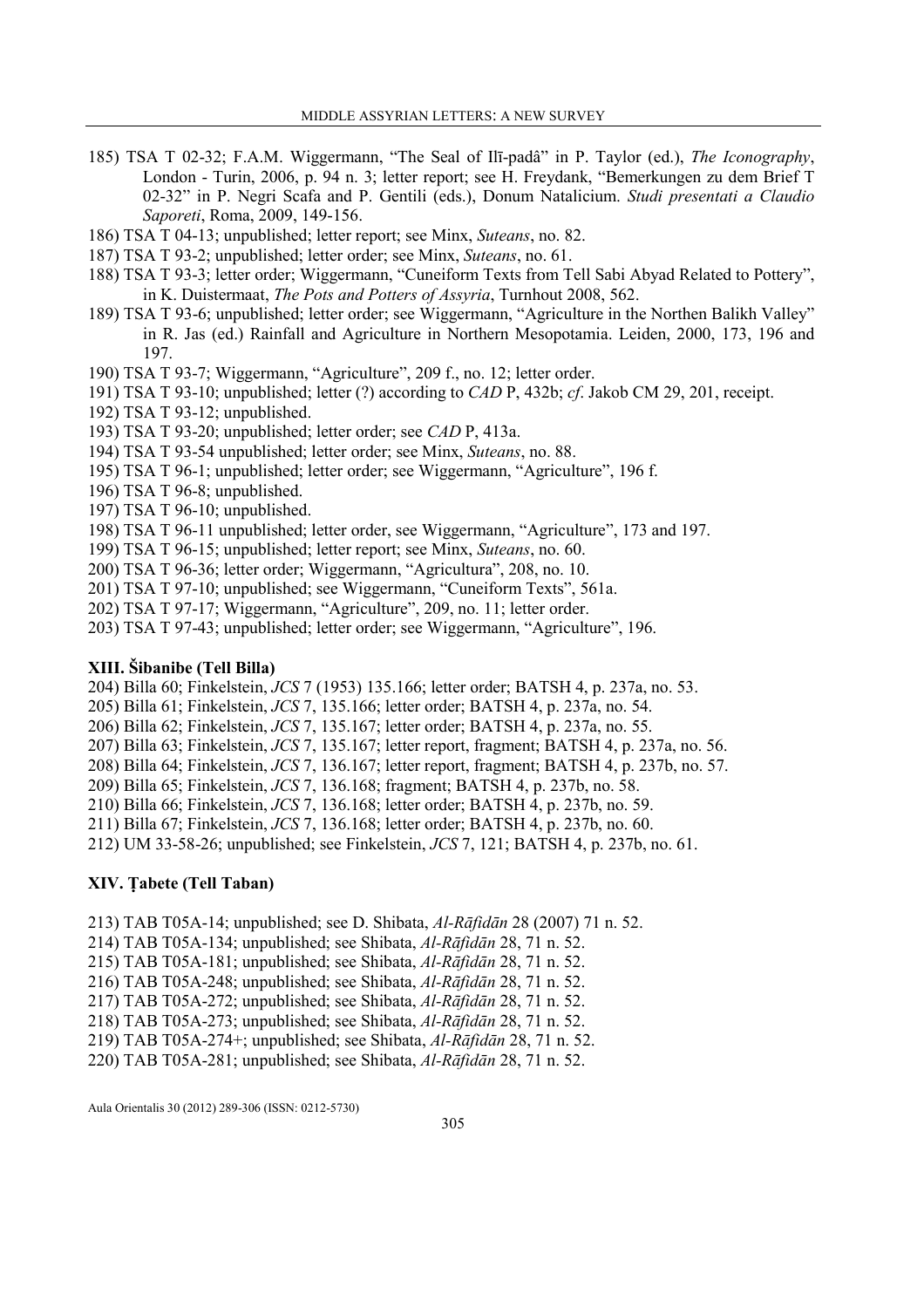185) TSA T 02-32; F.A.M. Wiggermann, "The Seal of Ilī-padâ" in P. Taylor (ed.), *The Iconography*, London - Turin, 2006, p. 94 n. 3; letter report; see H. Freydank, "Bemerkungen zu dem Brief T 02-32" in P. Negri Scafa and P. Gentili (eds.), Donum Natalicium. *Studi presentati a Claudio Saporeti*, Roma, 2009, 149-156.

186) TSA T 04-13; unpublished; letter report; see Minx, *Suteans*, no. 82.

187) TSA T 93-2; unpublished; letter order; see Minx, *Suteans*, no. 61.

188) TSA T 93-3; letter order; Wiggermann, "Cuneiform Texts from Tell Sabi Abyad Related to Pottery", in K. Duistermaat, *The Pots and Potters of Assyria*, Turnhout 2008, 562.

189) TSA T 93-6; unpublished; letter order; see Wiggermann, "Agriculture in the Northen Balikh Valley" in R. Jas (ed.) Rainfall and Agriculture in Northern Mesopotamia. Leiden, 2000, 173, 196 and 197.

190) TSA T 93-7; Wiggermann, "Agriculture", 209 f., no. 12; letter order.

191) TSA T 93-10; unpublished; letter (?) according to *CAD* P, 432b; *cf*. Jakob CM 29, 201, receipt.

192) TSA T 93-12; unpublished.

193) TSA T 93-20; unpublished; letter order; see *CAD* P, 413a.

194) TSA T 93-54 unpublished; letter order; see Minx, *Suteans*, no. 88.

195) TSA T 96-1; unpublished; letter order; see Wiggermann, "Agriculture", 196 f.

196) TSA T 96-8; unpublished.

197) TSA T 96-10; unpublished.

198) TSA T 96-11 unpublished; letter order, see Wiggermann, "Agriculture", 173 and 197.

199) TSA T 96-15; unpublished; letter report; see Minx, *Suteans*, no. 60.

200) TSA T 96-36; letter order; Wiggermann, "Agricultura", 208, no. 10.

201) TSA T 97-10; unpublished; see Wiggermann, "Cuneiform Texts", 561a.

202) TSA T 97-17; Wiggermann, "Agriculture", 209, no. 11; letter order.

203) TSA T 97-43; unpublished; letter order; see Wiggermann, "Agriculture", 196.

## XIII. Šibanibe (Tell Billa)

204) Billa 60; Finkelstein, *JCS* 7 (1953) 135.166; letter order; BATSH 4, p. 237a, no. 53.

205) Billa 61; Finkelstein, *JCS* 7, 135.166; letter order; BATSH 4, p. 237a, no. 54.

206) Billa 62; Finkelstein, *JCS* 7, 135.167; letter order; BATSH 4, p. 237a, no. 55.

207) Billa 63; Finkelstein, *JCS* 7, 135.167; letter report, fragment; BATSH 4, p. 237a, no. 56.

208) Billa 64; Finkelstein, *JCS* 7, 136.167; letter report, fragment; BATSH 4, p. 237b, no. 57.

209) Billa 65; Finkelstein, *JCS* 7, 136.168; fragment; BATSH 4, p. 237b, no. 58.

210) Billa 66; Finkelstein, *JCS* 7, 136.168; letter order; BATSH 4, p. 237b, no. 59.

211) Billa 67; Finkelstein, *JCS* 7, 136.168; letter order; BATSH 4, p. 237b, no. 60.

212) UM 33-58-26; unpublished; see Finkelstein, *JCS* 7, 121; BATSH 4, p. 237b, no. 61.

## XIV. Ṭabete (Tell Taban)

213) TAB T05A-14; unpublished; see D. Shibata, *Al-Rāfidān* 28 (2007) 71 n. 52.

214) TAB T05A-134; unpublished; see Shibata, *Al-Rāfidān* 28, 71 n. 52.

215) TAB T05A-181; unpublished; see Shibata, *Al-Rāfidān* 28, 71 n. 52.

216) TAB T05A-248; unpublished; see Shibata, *Al-Rāfidān* 28, 71 n. 52.

217) TAB T05A-272; unpublished; see Shibata, *Al-Rāfidān* 28, 71 n. 52.

218) TAB T05A-273; unpublished; see Shibata, *Al-Rāfidān* 28, 71 n. 52.

219) TAB T05A-274+; unpublished; see Shibata, *Al-Rāfidān* 28, 71 n. 52.

220) TAB T05A-281; unpublished; see Shibata, *Al-Rāfidān* 28, 71 n. 52.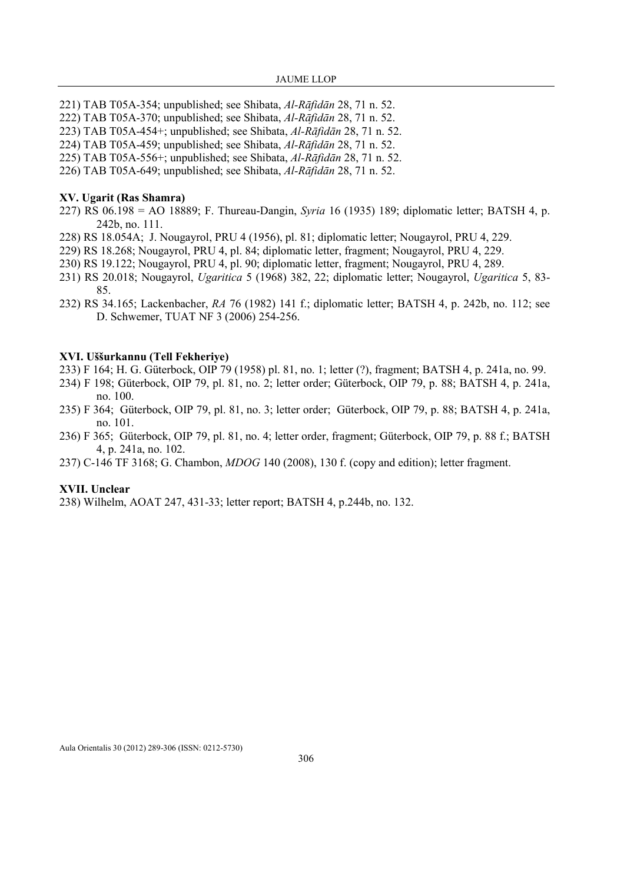221) TAB T05A-354; unpublished; see Shibata, *Al-Rāfidān* 28, 71 n. 52.
222) TAB T05A-370; unpublished; see Shibata, *Al-Rāfidān* 28, 71 n. 52.
223) TAB T05A-454+; unpublished; see Shibata, *Al-Rāfidān* 28, 71 n. 52.
224) TAB T05A-459; unpublished; see Shibata, *Al-Rāfidān* 28, 71 n. 52.
225) TAB T05A-556+; unpublished; see Shibata, *Al-Rāfidān* 28, 71 n. 52.
226) TAB T05A-649; unpublished; see Shibata, *Al-Rāfidān* 28, 71 n. 52.

**XV. Ugarit (Ras Shamra)**

227) RS 06.198 = AO 18889; F. Thureau-Dangin, *Syria* 16 (1935) 189; diplomatic letter; BATSH 4, p. 242b, no. 111.
228) RS 18.054A; J. Nougayrol, PRU 4 (1956), pl. 81; diplomatic letter; Nougayrol, PRU 4, 229.
229) RS 18.268; Nougayrol, PRU 4, pl. 84; diplomatic letter, fragment; Nougayrol, PRU 4, 229.
230) RS 19.122; Nougayrol, PRU 4, pl. 90; diplomatic letter, fragment; Nougayrol, PRU 4, 289.
231) RS 20.018; Nougayrol, *Ugaritica* 5 (1968) 382, 22; diplomatic letter; Nougayrol, *Ugaritica* 5, 83-85.
232) RS 34.165; Lackenbacher, *RA* 76 (1982) 141 f.; diplomatic letter; BATSH 4, p. 242b, no. 112; see D. Schwemer, TUAT NF 3 (2006) 254-256.

**XVI. Uššurkannu (Tell Fekheriye)**

233) F 164; H. G. Güterbock, OIP 79 (1958) pl. 81, no. 1; letter (?), fragment; BATSH 4, p. 241a, no. 99.
234) F 198; Güterbock, OIP 79, pl. 81, no. 2; letter order; Güterbock, OIP 79, p. 88; BATSH 4, p. 241a, no. 100.
235) F 364; Güterbock, OIP 79, pl. 81, no. 3; letter order; Güterbock, OIP 79, p. 88; BATSH 4, p. 241a, no. 101.
236) F 365; Güterbock, OIP 79, pl. 81, no. 4; letter order, fragment; Güterbock, OIP 79, p. 88 f.; BATSH 4, p. 241a, no. 102.
237) C-146 TF 3168; G. Chambon, *MDOG* 140 (2008), 130 f. (copy and edition); letter fragment.

**XVII. Unclear**

238) Wilhelm, AOAT 247, 431-33; letter report; BATSH 4, p.244b, no. 132.